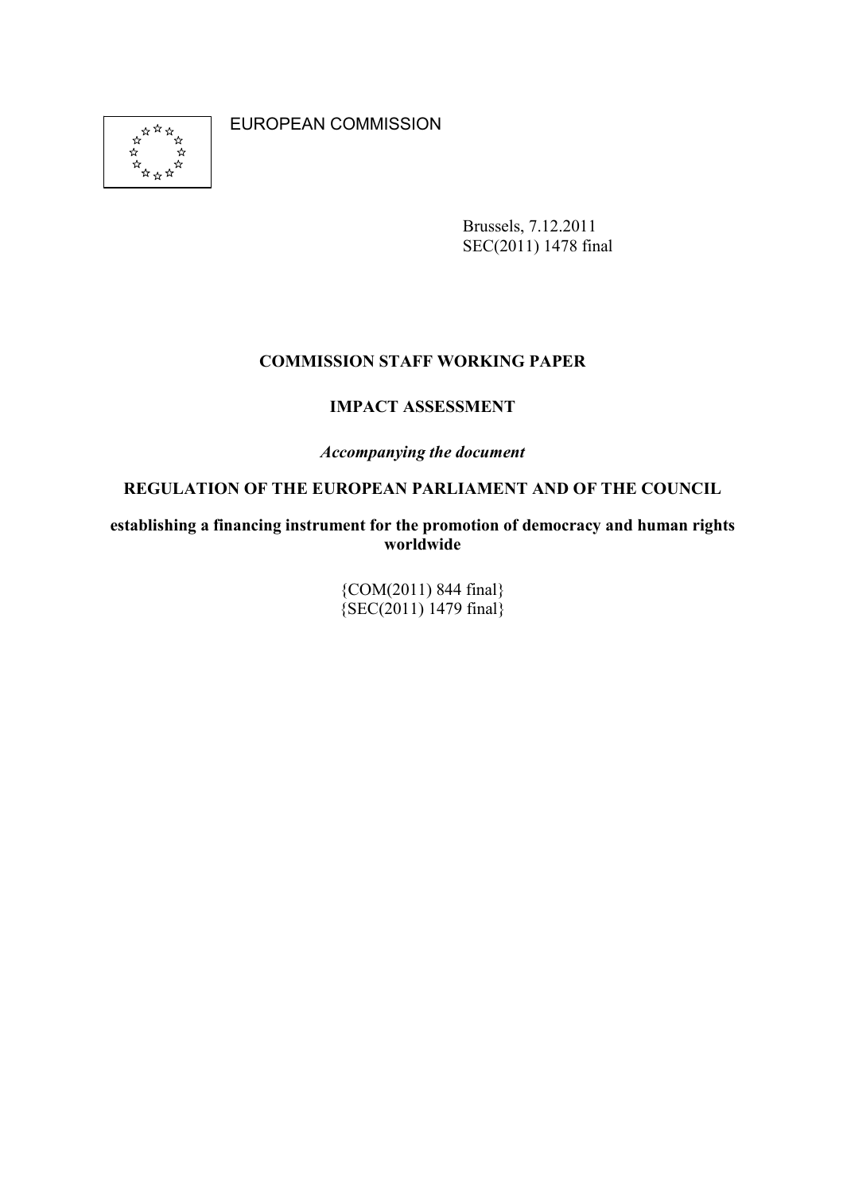EUROPEAN COMMISSION

Brussels, 7.12.2011
SEC(2011) 1478 final

**COMMISSION STAFF WORKING PAPER**

**IMPACT ASSESSMENT**

***Accompanying the document***

**REGULATION OF THE EUROPEAN PARLIAMENT AND OF THE COUNCIL**

**establishing a financing instrument for the promotion of democracy and human rights worldwide**

{COM(2011) 844 final}
{SEC(2011) 1479 final}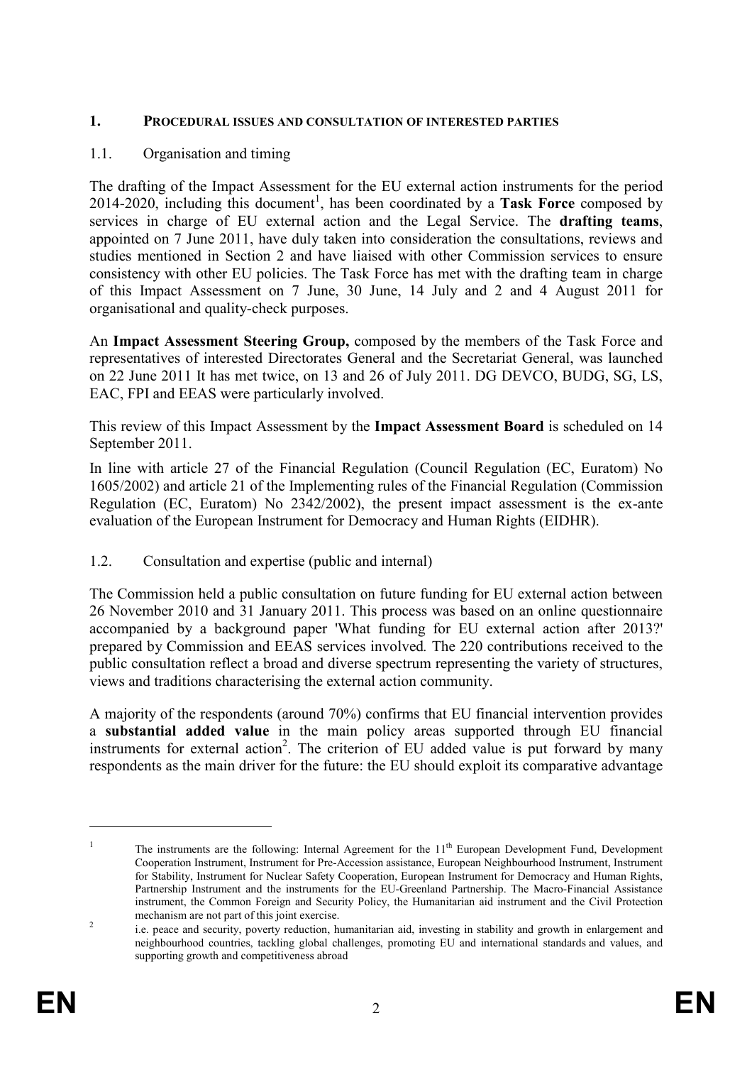## 1. PROCEDURAL ISSUES AND CONSULTATION OF INTERESTED PARTIES

### 1.1. Organisation and timing

The drafting of the Impact Assessment for the EU external action instruments for the period 2014-2020, including this document[1], has been coordinated by a **Task Force** composed by services in charge of EU external action and the Legal Service. The **drafting teams**, appointed on 7 June 2011, have duly taken into consideration the consultations, reviews and studies mentioned in Section 2 and have liaised with other Commission services to ensure consistency with other EU policies. The Task Force has met with the drafting team in charge of this Impact Assessment on 7 June, 30 June, 14 July and 2 and 4 August 2011 for organisational and quality-check purposes.

An **Impact Assessment Steering Group,** composed by the members of the Task Force and representatives of interested Directorates General and the Secretariat General, was launched on 22 June 2011 It has met twice, on 13 and 26 of July 2011. DG DEVCO, BUDG, SG, LS, EAC, FPI and EEAS were particularly involved.

This review of this Impact Assessment by the **Impact Assessment Board** is scheduled on 14 September 2011.

In line with article 27 of the Financial Regulation (Council Regulation (EC, Euratom) No 1605/2002) and article 21 of the Implementing rules of the Financial Regulation (Commission Regulation (EC, Euratom) No 2342/2002), the present impact assessment is the ex-ante evaluation of the European Instrument for Democracy and Human Rights (EIDHR).

### 1.2. Consultation and expertise (public and internal)

The Commission held a public consultation on future funding for EU external action between 26 November 2010 and 31 January 2011. This process was based on an online questionnaire accompanied by a background paper 'What funding for EU external action after 2013?' prepared by Commission and EEAS services involved. The 220 contributions received to the public consultation reflect a broad and diverse spectrum representing the variety of structures, views and traditions characterising the external action community.

A majority of the respondents (around 70%) confirms that EU financial intervention provides a **substantial added value** in the main policy areas supported through EU financial instruments for external action[2]. The criterion of EU added value is put forward by many respondents as the main driver for the future: the EU should exploit its comparative advantage

---

[1] The instruments are the following: Internal Agreement for the 11th European Development Fund, Development Cooperation Instrument, Instrument for Pre-Accession assistance, European Neighbourhood Instrument, Instrument for Stability, Instrument for Nuclear Safety Cooperation, European Instrument for Democracy and Human Rights, Partnership Instrument and the instruments for the EU-Greenland Partnership. The Macro-Financial Assistance instrument, the Common Foreign and Security Policy, the Humanitarian aid instrument and the Civil Protection mechanism are not part of this joint exercise.

[2] i.e. peace and security, poverty reduction, humanitarian aid, investing in stability and growth in enlargement and neighbourhood countries, tackling global challenges, promoting EU and international standards and values, and supporting growth and competitiveness abroad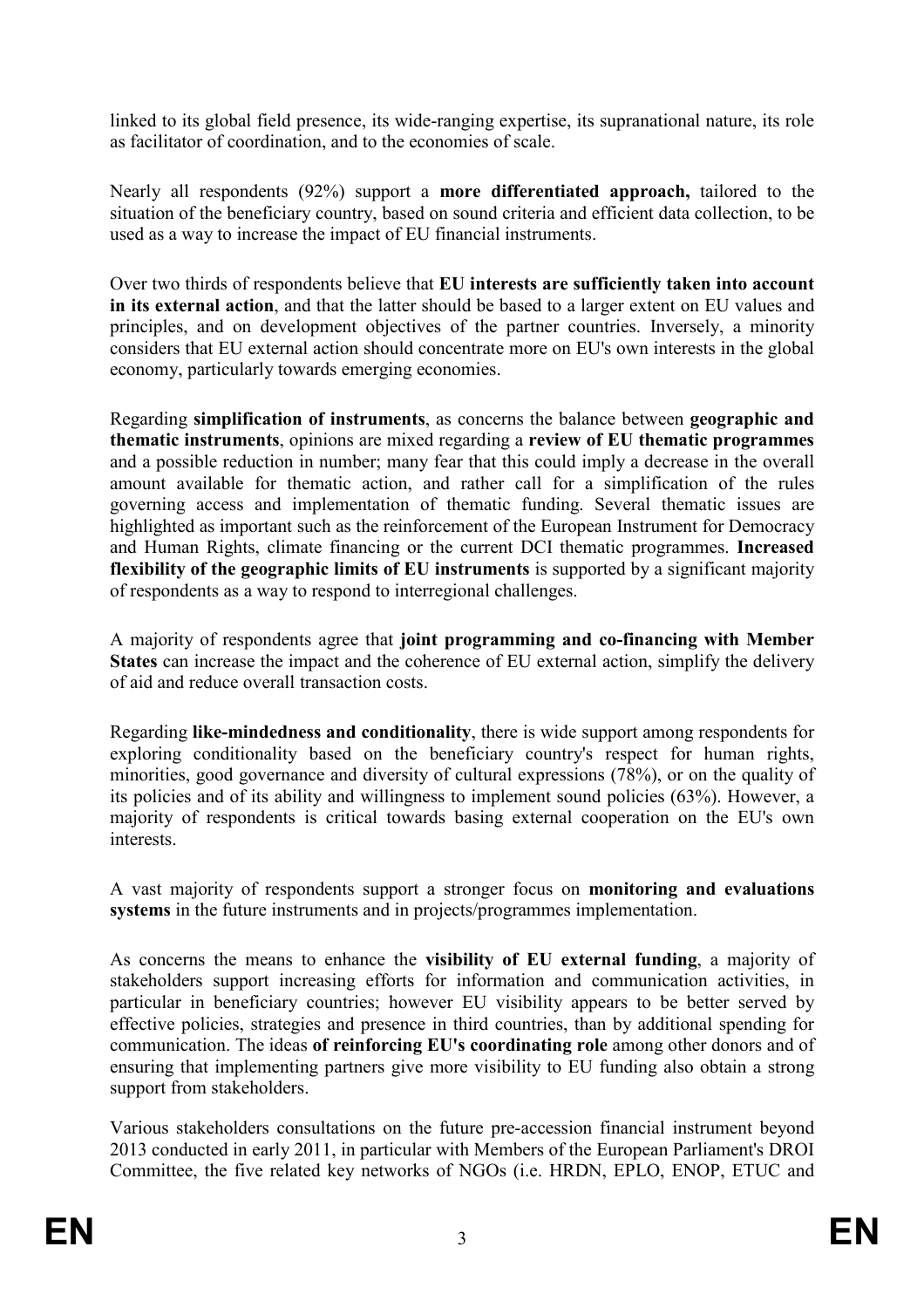linked to its global field presence, its wide-ranging expertise, its supranational nature, its role as facilitator of coordination, and to the economies of scale.

Nearly all respondents (92%) support a **more differentiated approach,** tailored to the situation of the beneficiary country, based on sound criteria and efficient data collection, to be used as a way to increase the impact of EU financial instruments.

Over two thirds of respondents believe that **EU interests are sufficiently taken into account in its external action**, and that the latter should be based to a larger extent on EU values and principles, and on development objectives of the partner countries. Inversely, a minority considers that EU external action should concentrate more on EU's own interests in the global economy, particularly towards emerging economies.

Regarding **simplification of instruments**, as concerns the balance between **geographic and thematic instruments**, opinions are mixed regarding a **review of EU thematic programmes** and a possible reduction in number; many fear that this could imply a decrease in the overall amount available for thematic action, and rather call for a simplification of the rules governing access and implementation of thematic funding. Several thematic issues are highlighted as important such as the reinforcement of the European Instrument for Democracy and Human Rights, climate financing or the current DCI thematic programmes. **Increased flexibility of the geographic limits of EU instruments** is supported by a significant majority of respondents as a way to respond to interregional challenges.

A majority of respondents agree that **joint programming and co-financing with Member States** can increase the impact and the coherence of EU external action, simplify the delivery of aid and reduce overall transaction costs.

Regarding **like-mindedness and conditionality**, there is wide support among respondents for exploring conditionality based on the beneficiary country's respect for human rights, minorities, good governance and diversity of cultural expressions (78%), or on the quality of its policies and of its ability and willingness to implement sound policies (63%). However, a majority of respondents is critical towards basing external cooperation on the EU's own interests.

A vast majority of respondents support a stronger focus on **monitoring and evaluations systems** in the future instruments and in projects/programmes implementation.

As concerns the means to enhance the **visibility of EU external funding**, a majority of stakeholders support increasing efforts for information and communication activities, in particular in beneficiary countries; however EU visibility appears to be better served by effective policies, strategies and presence in third countries, than by additional spending for communication. The ideas **of reinforcing EU's coordinating role** among other donors and of ensuring that implementing partners give more visibility to EU funding also obtain a strong support from stakeholders.

Various stakeholders consultations on the future pre-accession financial instrument beyond 2013 conducted in early 2011, in particular with Members of the European Parliament's DROI Committee, the five related key networks of NGOs (i.e. HRDN, EPLO, ENOP, ETUC and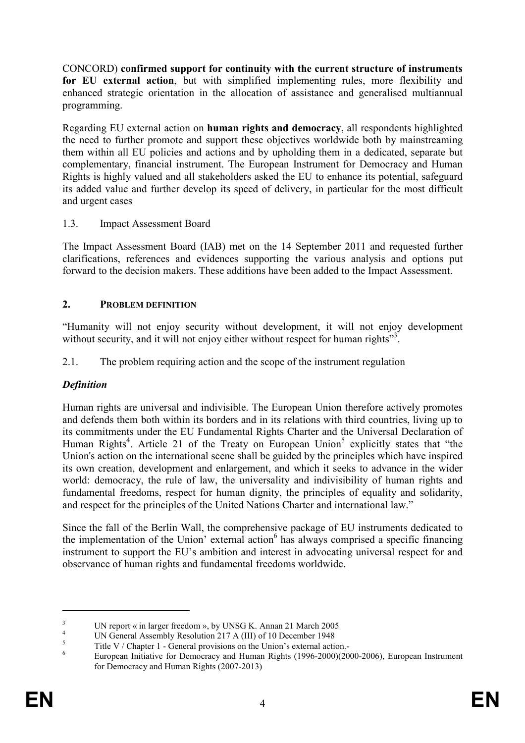CONCORD) **confirmed support for continuity with the current structure of instruments for EU external action**, but with simplified implementing rules, more flexibility and enhanced strategic orientation in the allocation of assistance and generalised multiannual programming.

Regarding EU external action on **human rights and democracy**, all respondents highlighted the need to further promote and support these objectives worldwide both by mainstreaming them within all EU policies and actions and by upholding them in a dedicated, separate but complementary, financial instrument. The European Instrument for Democracy and Human Rights is highly valued and all stakeholders asked the EU to enhance its potential, safeguard its added value and further develop its speed of delivery, in particular for the most difficult and urgent cases

### 1.3. Impact Assessment Board

The Impact Assessment Board (IAB) met on the 14 September 2011 and requested further clarifications, references and evidences supporting the various analysis and options put forward to the decision makers. These additions have been added to the Impact Assessment.

## 2. PROBLEM DEFINITION

"Humanity will not enjoy security without development, it will not enjoy development without security, and it will not enjoy either without respect for human rights"[3].

### 2.1. The problem requiring action and the scope of the instrument regulation

***Definition***

Human rights are universal and indivisible. The European Union therefore actively promotes and defends them both within its borders and in its relations with third countries, living up to its commitments under the EU Fundamental Rights Charter and the Universal Declaration of Human Rights[4]. Article 21 of the Treaty on European Union[5] explicitly states that "the Union's action on the international scene shall be guided by the principles which have inspired its own creation, development and enlargement, and which it seeks to advance in the wider world: democracy, the rule of law, the universality and indivisibility of human rights and fundamental freedoms, respect for human dignity, the principles of equality and solidarity, and respect for the principles of the United Nations Charter and international law."

Since the fall of the Berlin Wall, the comprehensive package of EU instruments dedicated to the implementation of the Union' external action[6] has always comprised a specific financing instrument to support the EU's ambition and interest in advocating universal respect for and observance of human rights and fundamental freedoms worldwide.

---

[3] UN report « in larger freedom », by UNSG K. Annan 21 March 2005

[4] UN General Assembly Resolution 217 A (III) of 10 December 1948

[5] Title V / Chapter 1 - General provisions on the Union's external action.-

[6] European Initiative for Democracy and Human Rights (1996-2000)(2000-2006), European Instrument for Democracy and Human Rights (2007-2013)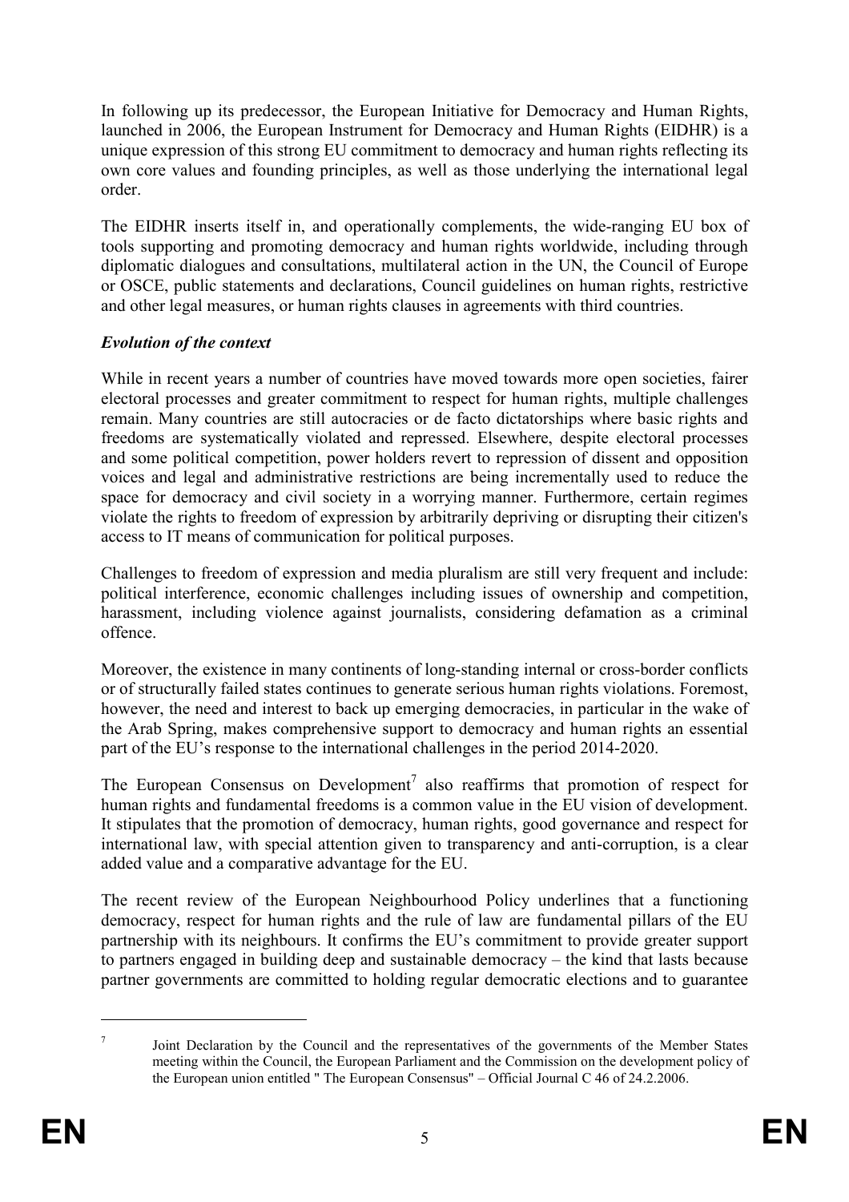In following up its predecessor, the European Initiative for Democracy and Human Rights, launched in 2006, the European Instrument for Democracy and Human Rights (EIDHR) is a unique expression of this strong EU commitment to democracy and human rights reflecting its own core values and founding principles, as well as those underlying the international legal order.

The EIDHR inserts itself in, and operationally complements, the wide-ranging EU box of tools supporting and promoting democracy and human rights worldwide, including through diplomatic dialogues and consultations, multilateral action in the UN, the Council of Europe or OSCE, public statements and declarations, Council guidelines on human rights, restrictive and other legal measures, or human rights clauses in agreements with third countries.

***Evolution of the context***

While in recent years a number of countries have moved towards more open societies, fairer electoral processes and greater commitment to respect for human rights, multiple challenges remain. Many countries are still autocracies or de facto dictatorships where basic rights and freedoms are systematically violated and repressed. Elsewhere, despite electoral processes and some political competition, power holders revert to repression of dissent and opposition voices and legal and administrative restrictions are being incrementally used to reduce the space for democracy and civil society in a worrying manner. Furthermore, certain regimes violate the rights to freedom of expression by arbitrarily depriving or disrupting their citizen's access to IT means of communication for political purposes.

Challenges to freedom of expression and media pluralism are still very frequent and include: political interference, economic challenges including issues of ownership and competition, harassment, including violence against journalists, considering defamation as a criminal offence.

Moreover, the existence in many continents of long-standing internal or cross-border conflicts or of structurally failed states continues to generate serious human rights violations. Foremost, however, the need and interest to back up emerging democracies, in particular in the wake of the Arab Spring, makes comprehensive support to democracy and human rights an essential part of the EU's response to the international challenges in the period 2014-2020.

The European Consensus on Development[7] also reaffirms that promotion of respect for human rights and fundamental freedoms is a common value in the EU vision of development. It stipulates that the promotion of democracy, human rights, good governance and respect for international law, with special attention given to transparency and anti-corruption, is a clear added value and a comparative advantage for the EU.

The recent review of the European Neighbourhood Policy underlines that a functioning democracy, respect for human rights and the rule of law are fundamental pillars of the EU partnership with its neighbours. It confirms the EU's commitment to provide greater support to partners engaged in building deep and sustainable democracy – the kind that lasts because partner governments are committed to holding regular democratic elections and to guarantee

---

[7] Joint Declaration by the Council and the representatives of the governments of the Member States meeting within the Council, the European Parliament and the Commission on the development policy of the European union entitled " The European Consensus" – Official Journal C 46 of 24.2.2006.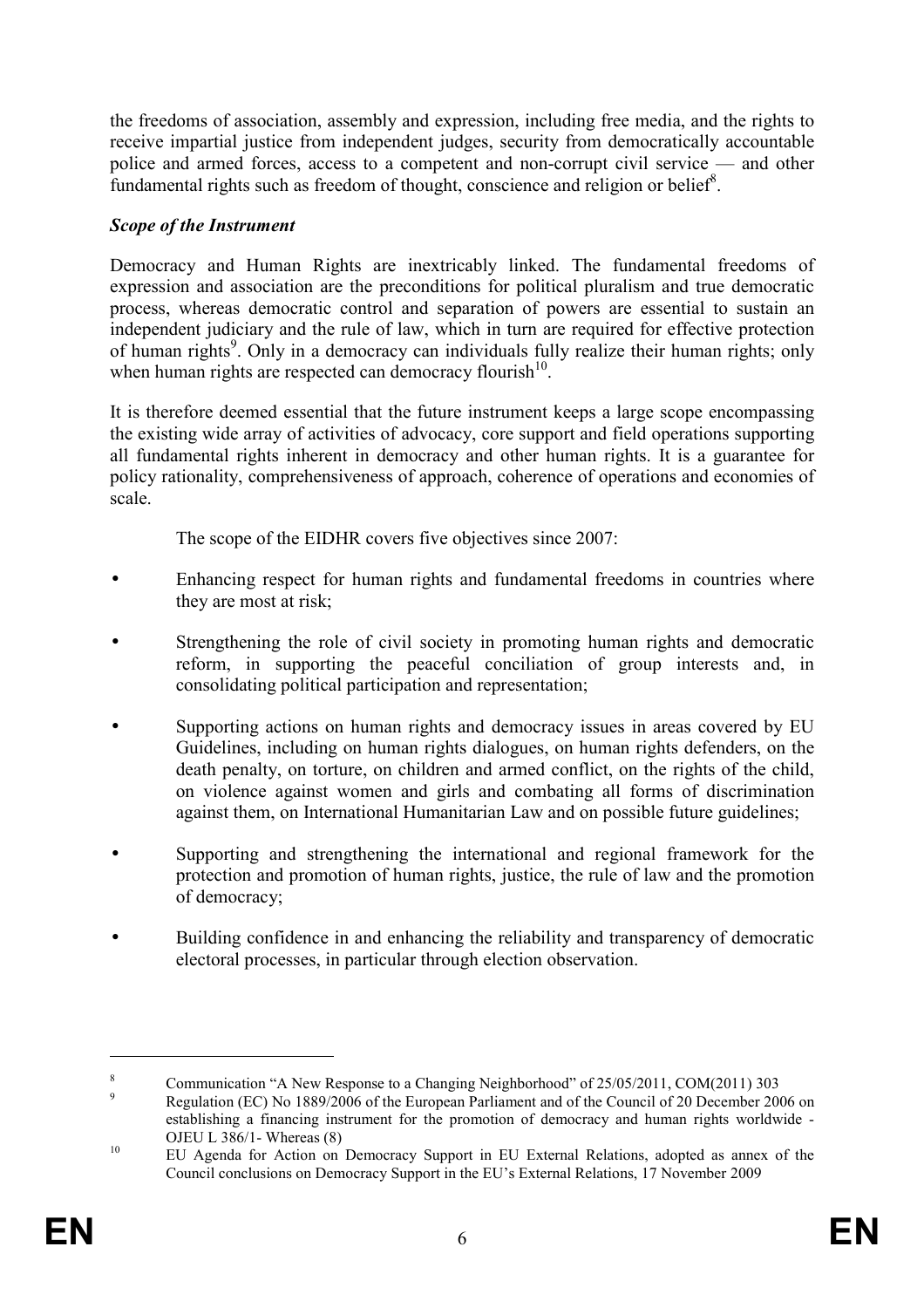the freedoms of association, assembly and expression, including free media, and the rights to receive impartial justice from independent judges, security from democratically accountable police and armed forces, access to a competent and non-corrupt civil service — and other fundamental rights such as freedom of thought, conscience and religion or belief[8].

***Scope of the Instrument***

Democracy and Human Rights are inextricably linked. The fundamental freedoms of expression and association are the preconditions for political pluralism and true democratic process, whereas democratic control and separation of powers are essential to sustain an independent judiciary and the rule of law, which in turn are required for effective protection of human rights[9]. Only in a democracy can individuals fully realize their human rights; only when human rights are respected can democracy flourish[10].

It is therefore deemed essential that the future instrument keeps a large scope encompassing the existing wide array of activities of advocacy, core support and field operations supporting all fundamental rights inherent in democracy and other human rights. It is a guarantee for policy rationality, comprehensiveness of approach, coherence of operations and economies of scale.

The scope of the EIDHR covers five objectives since 2007:

- Enhancing respect for human rights and fundamental freedoms in countries where they are most at risk;
- Strengthening the role of civil society in promoting human rights and democratic reform, in supporting the peaceful conciliation of group interests and, in consolidating political participation and representation;
- Supporting actions on human rights and democracy issues in areas covered by EU Guidelines, including on human rights dialogues, on human rights defenders, on the death penalty, on torture, on children and armed conflict, on the rights of the child, on violence against women and girls and combating all forms of discrimination against them, on International Humanitarian Law and on possible future guidelines;
- Supporting and strengthening the international and regional framework for the protection and promotion of human rights, justice, the rule of law and the promotion of democracy;
- Building confidence in and enhancing the reliability and transparency of democratic electoral processes, in particular through election observation.

---

[8] Communication "A New Response to a Changing Neighborhood" of 25/05/2011, COM(2011) 303

[9] Regulation (EC) No 1889/2006 of the European Parliament and of the Council of 20 December 2006 on establishing a financing instrument for the promotion of democracy and human rights worldwide - OJEU L 386/1- Whereas (8)

[10] EU Agenda for Action on Democracy Support in EU External Relations, adopted as annex of the Council conclusions on Democracy Support in the EU's External Relations, 17 November 2009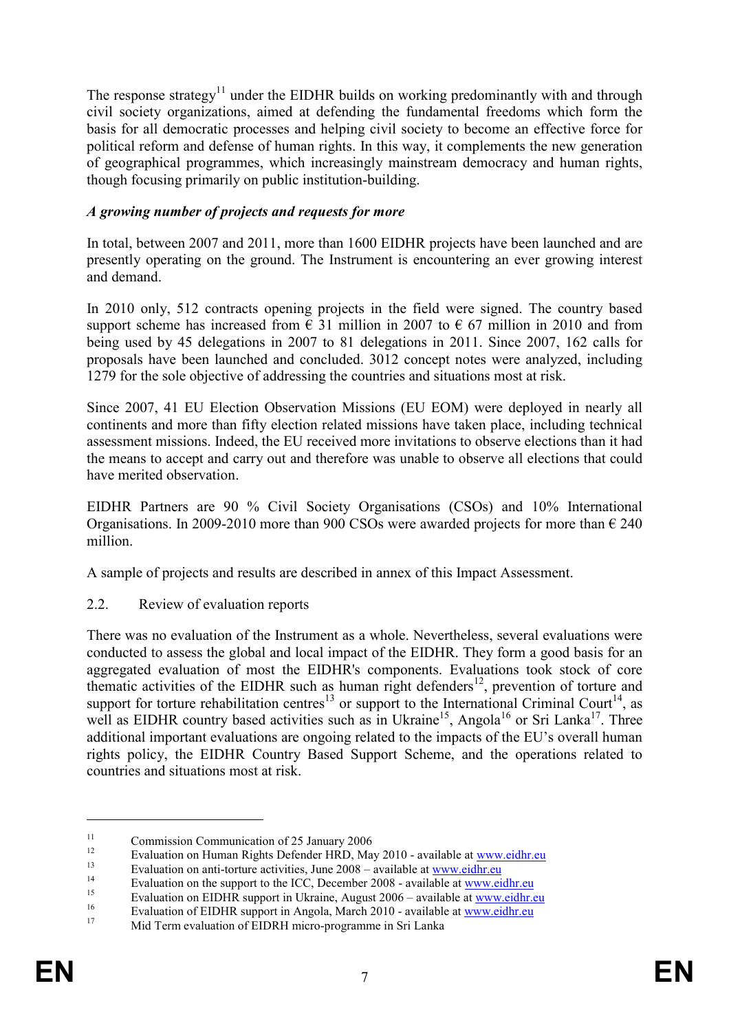The response strategy[11] under the EIDHR builds on working predominantly with and through civil society organizations, aimed at defending the fundamental freedoms which form the basis for all democratic processes and helping civil society to become an effective force for political reform and defense of human rights. In this way, it complements the new generation of geographical programmes, which increasingly mainstream democracy and human rights, though focusing primarily on public institution-building.

***A growing number of projects and requests for more***

In total, between 2007 and 2011, more than 1600 EIDHR projects have been launched and are presently operating on the ground. The Instrument is encountering an ever growing interest and demand.

In 2010 only, 512 contracts opening projects in the field were signed. The country based support scheme has increased from € 31 million in 2007 to € 67 million in 2010 and from being used by 45 delegations in 2007 to 81 delegations in 2011. Since 2007, 162 calls for proposals have been launched and concluded. 3012 concept notes were analyzed, including 1279 for the sole objective of addressing the countries and situations most at risk.

Since 2007, 41 EU Election Observation Missions (EU EOM) were deployed in nearly all continents and more than fifty election related missions have taken place, including technical assessment missions. Indeed, the EU received more invitations to observe elections than it had the means to accept and carry out and therefore was unable to observe all elections that could have merited observation.

EIDHR Partners are 90 % Civil Society Organisations (CSOs) and 10% International Organisations. In 2009-2010 more than 900 CSOs were awarded projects for more than € 240 million.

A sample of projects and results are described in annex of this Impact Assessment.

2.2. Review of evaluation reports

There was no evaluation of the Instrument as a whole. Nevertheless, several evaluations were conducted to assess the global and local impact of the EIDHR. They form a good basis for an aggregated evaluation of most the EIDHR's components. Evaluations took stock of core thematic activities of the EIDHR such as human right defenders[12], prevention of torture and support for torture rehabilitation centres[13] or support to the International Criminal Court[14], as well as EIDHR country based activities such as in Ukraine[15], Angola[16] or Sri Lanka[17]. Three additional important evaluations are ongoing related to the impacts of the EU's overall human rights policy, the EIDHR Country Based Support Scheme, and the operations related to countries and situations most at risk.

---

[11] Commission Communication of 25 January 2006

[12] Evaluation on Human Rights Defender HRD, May 2010 - available at www.eidhr.eu

[13] Evaluation on anti-torture activities, June 2008 – available at www.eidhr.eu

[14] Evaluation on the support to the ICC, December 2008 - available at www.eidhr.eu

[15] Evaluation on EIDHR support in Ukraine, August 2006 – available at www.eidhr.eu

[16] Evaluation of EIDHR support in Angola, March 2010 - available at www.eidhr.eu

[17] Mid Term evaluation of EIDRH micro-programme in Sri Lanka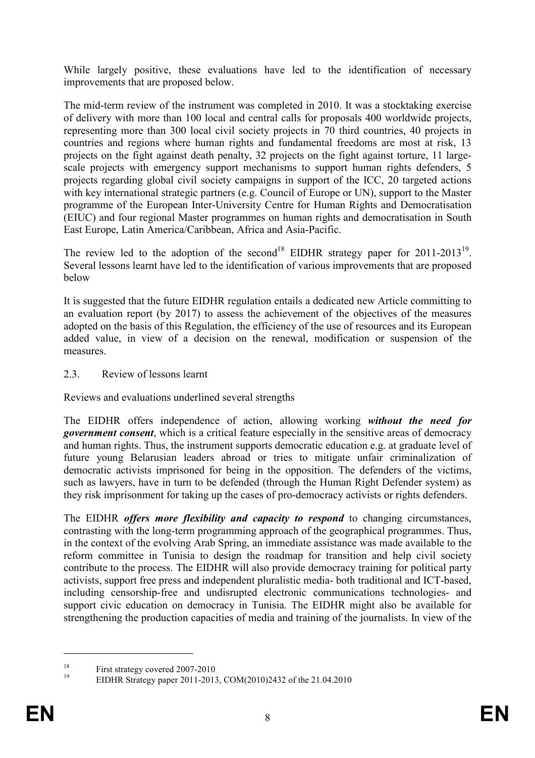While largely positive, these evaluations have led to the identification of necessary improvements that are proposed below.

The mid-term review of the instrument was completed in 2010. It was a stocktaking exercise of delivery with more than 100 local and central calls for proposals 400 worldwide projects, representing more than 300 local civil society projects in 70 third countries, 40 projects in countries and regions where human rights and fundamental freedoms are most at risk, 13 projects on the fight against death penalty, 32 projects on the fight against torture, 11 large-scale projects with emergency support mechanisms to support human rights defenders, 5 projects regarding global civil society campaigns in support of the ICC, 20 targeted actions with key international strategic partners (e.g. Council of Europe or UN), support to the Master programme of the European Inter-University Centre for Human Rights and Democratisation (EIUC) and four regional Master programmes on human rights and democratisation in South East Europe, Latin America/Caribbean, Africa and Asia-Pacific.

The review led to the adoption of the second[18] EIDHR strategy paper for 2011-2013[19]. Several lessons learnt have led to the identification of various improvements that are proposed below

It is suggested that the future EIDHR regulation entails a dedicated new Article committing to an evaluation report (by 2017) to assess the achievement of the objectives of the measures adopted on the basis of this Regulation, the efficiency of the use of resources and its European added value, in view of a decision on the renewal, modification or suspension of the measures.

## 2.3. Review of lessons learnt

Reviews and evaluations underlined several strengths

The EIDHR offers independence of action, allowing working ***without the need for government consent***, which is a critical feature especially in the sensitive areas of democracy and human rights. Thus, the instrument supports democratic education e.g. at graduate level of future young Belarusian leaders abroad or tries to mitigate unfair criminalization of democratic activists imprisoned for being in the opposition. The defenders of the victims, such as lawyers, have in turn to be defended (through the Human Right Defender system) as they risk imprisonment for taking up the cases of pro-democracy activists or rights defenders.

The EIDHR ***offers more flexibility and capacity to respond*** to changing circumstances, contrasting with the long-term programming approach of the geographical programmes. Thus, in the context of the evolving Arab Spring, an immediate assistance was made available to the reform committee in Tunisia to design the roadmap for transition and help civil society contribute to the process. The EIDHR will also provide democracy training for political party activists, support free press and independent pluralistic media- both traditional and ICT-based, including censorship-free and undisrupted electronic communications technologies- and support civic education on democracy in Tunisia. The EIDHR might also be available for strengthening the production capacities of media and training of the journalists. In view of the

[18] First strategy covered 2007-2010

[19] EIDHR Strategy paper 2011-2013, COM(2010)2432 of the 21.04.2010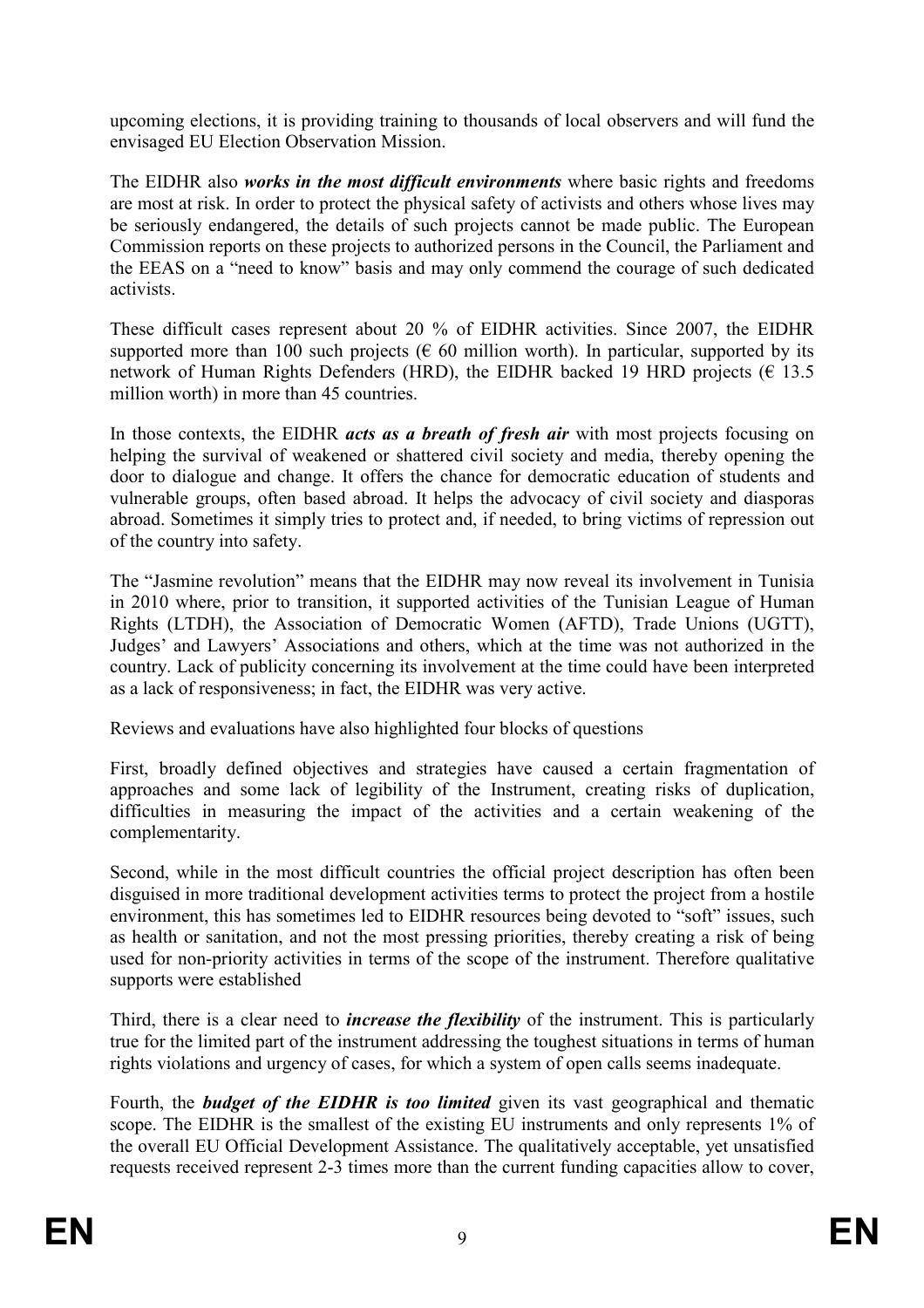upcoming elections, it is providing training to thousands of local observers and will fund the envisaged EU Election Observation Mission.

The EIDHR also ***works in the most difficult environments*** where basic rights and freedoms are most at risk. In order to protect the physical safety of activists and others whose lives may be seriously endangered, the details of such projects cannot be made public. The European Commission reports on these projects to authorized persons in the Council, the Parliament and the EEAS on a "need to know" basis and may only commend the courage of such dedicated activists.

These difficult cases represent about 20 % of EIDHR activities. Since 2007, the EIDHR supported more than 100 such projects (€ 60 million worth). In particular, supported by its network of Human Rights Defenders (HRD), the EIDHR backed 19 HRD projects (€ 13.5 million worth) in more than 45 countries.

In those contexts, the EIDHR ***acts as a breath of fresh air*** with most projects focusing on helping the survival of weakened or shattered civil society and media, thereby opening the door to dialogue and change. It offers the chance for democratic education of students and vulnerable groups, often based abroad. It helps the advocacy of civil society and diasporas abroad. Sometimes it simply tries to protect and, if needed, to bring victims of repression out of the country into safety.

The "Jasmine revolution" means that the EIDHR may now reveal its involvement in Tunisia in 2010 where, prior to transition, it supported activities of the Tunisian League of Human Rights (LTDH), the Association of Democratic Women (AFTD), Trade Unions (UGTT), Judges' and Lawyers' Associations and others, which at the time was not authorized in the country. Lack of publicity concerning its involvement at the time could have been interpreted as a lack of responsiveness; in fact, the EIDHR was very active.

Reviews and evaluations have also highlighted four blocks of questions

First, broadly defined objectives and strategies have caused a certain fragmentation of approaches and some lack of legibility of the Instrument, creating risks of duplication, difficulties in measuring the impact of the activities and a certain weakening of the complementarity.

Second, while in the most difficult countries the official project description has often been disguised in more traditional development activities terms to protect the project from a hostile environment, this has sometimes led to EIDHR resources being devoted to "soft" issues, such as health or sanitation, and not the most pressing priorities, thereby creating a risk of being used for non-priority activities in terms of the scope of the instrument. Therefore qualitative supports were established

Third, there is a clear need to ***increase the flexibility*** of the instrument. This is particularly true for the limited part of the instrument addressing the toughest situations in terms of human rights violations and urgency of cases, for which a system of open calls seems inadequate.

Fourth, the ***budget of the EIDHR is too limited*** given its vast geographical and thematic scope. The EIDHR is the smallest of the existing EU instruments and only represents 1% of the overall EU Official Development Assistance. The qualitatively acceptable, yet unsatisfied requests received represent 2-3 times more than the current funding capacities allow to cover,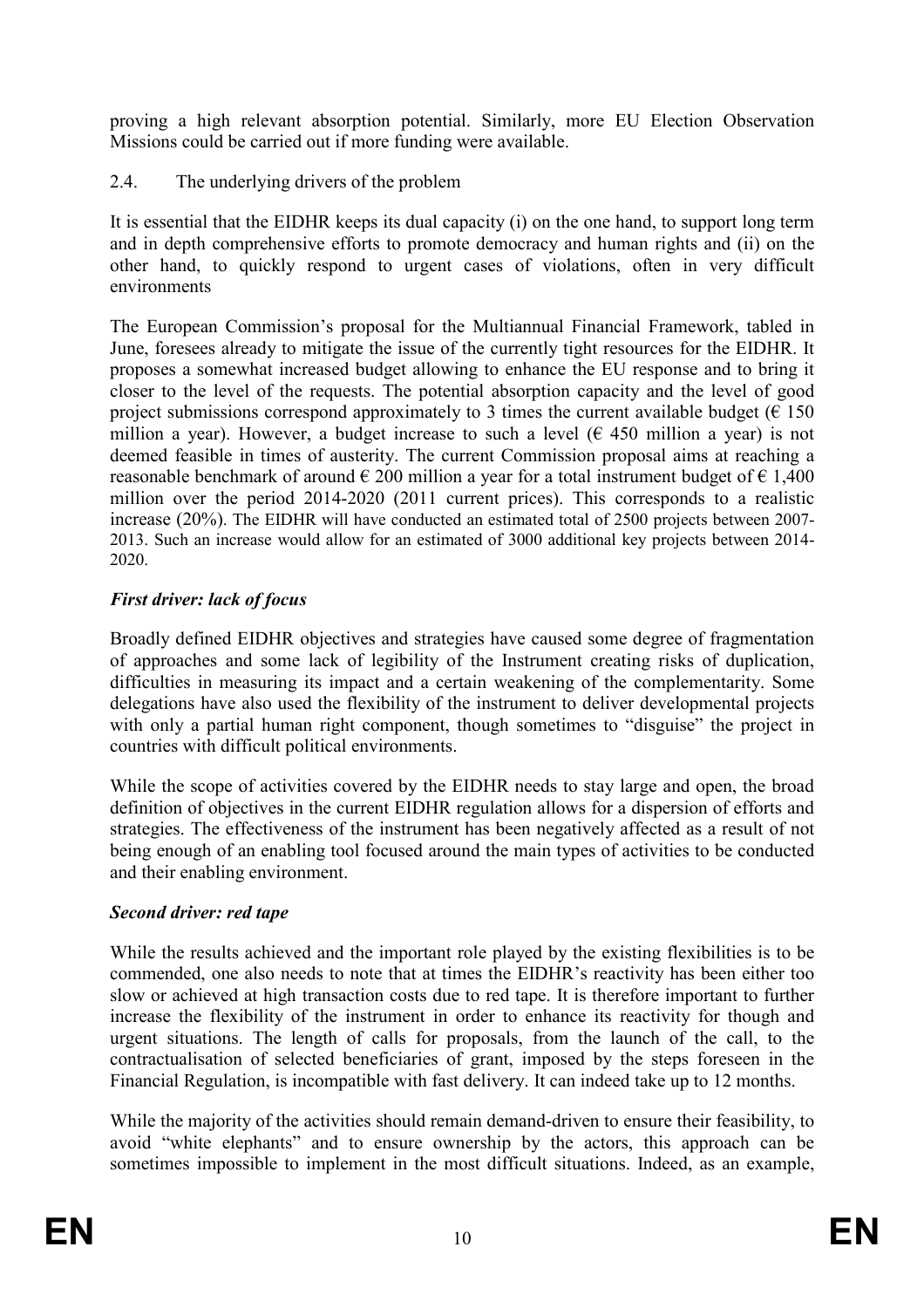proving a high relevant absorption potential. Similarly, more EU Election Observation Missions could be carried out if more funding were available.

## 2.4. The underlying drivers of the problem

It is essential that the EIDHR keeps its dual capacity (i) on the one hand, to support long term and in depth comprehensive efforts to promote democracy and human rights and (ii) on the other hand, to quickly respond to urgent cases of violations, often in very difficult environments

The European Commission's proposal for the Multiannual Financial Framework, tabled in June, foresees already to mitigate the issue of the currently tight resources for the EIDHR. It proposes a somewhat increased budget allowing to enhance the EU response and to bring it closer to the level of the requests. The potential absorption capacity and the level of good project submissions correspond approximately to 3 times the current available budget (€ 150 million a year). However, a budget increase to such a level (€ 450 million a year) is not deemed feasible in times of austerity. The current Commission proposal aims at reaching a reasonable benchmark of around € 200 million a year for a total instrument budget of € 1,400 million over the period 2014-2020 (2011 current prices). This corresponds to a realistic increase (20%). The EIDHR will have conducted an estimated total of 2500 projects between 2007-2013. Such an increase would allow for an estimated of 3000 additional key projects between 2014-2020.

### *First driver: lack of focus*

Broadly defined EIDHR objectives and strategies have caused some degree of fragmentation of approaches and some lack of legibility of the Instrument creating risks of duplication, difficulties in measuring its impact and a certain weakening of the complementarity. Some delegations have also used the flexibility of the instrument to deliver developmental projects with only a partial human right component, though sometimes to "disguise" the project in countries with difficult political environments.

While the scope of activities covered by the EIDHR needs to stay large and open, the broad definition of objectives in the current EIDHR regulation allows for a dispersion of efforts and strategies. The effectiveness of the instrument has been negatively affected as a result of not being enough of an enabling tool focused around the main types of activities to be conducted and their enabling environment.

### *Second driver: red tape*

While the results achieved and the important role played by the existing flexibilities is to be commended, one also needs to note that at times the EIDHR's reactivity has been either too slow or achieved at high transaction costs due to red tape. It is therefore important to further increase the flexibility of the instrument in order to enhance its reactivity for though and urgent situations. The length of calls for proposals, from the launch of the call, to the contractualisation of selected beneficiaries of grant, imposed by the steps foreseen in the Financial Regulation, is incompatible with fast delivery. It can indeed take up to 12 months.

While the majority of the activities should remain demand-driven to ensure their feasibility, to avoid "white elephants" and to ensure ownership by the actors, this approach can be sometimes impossible to implement in the most difficult situations. Indeed, as an example,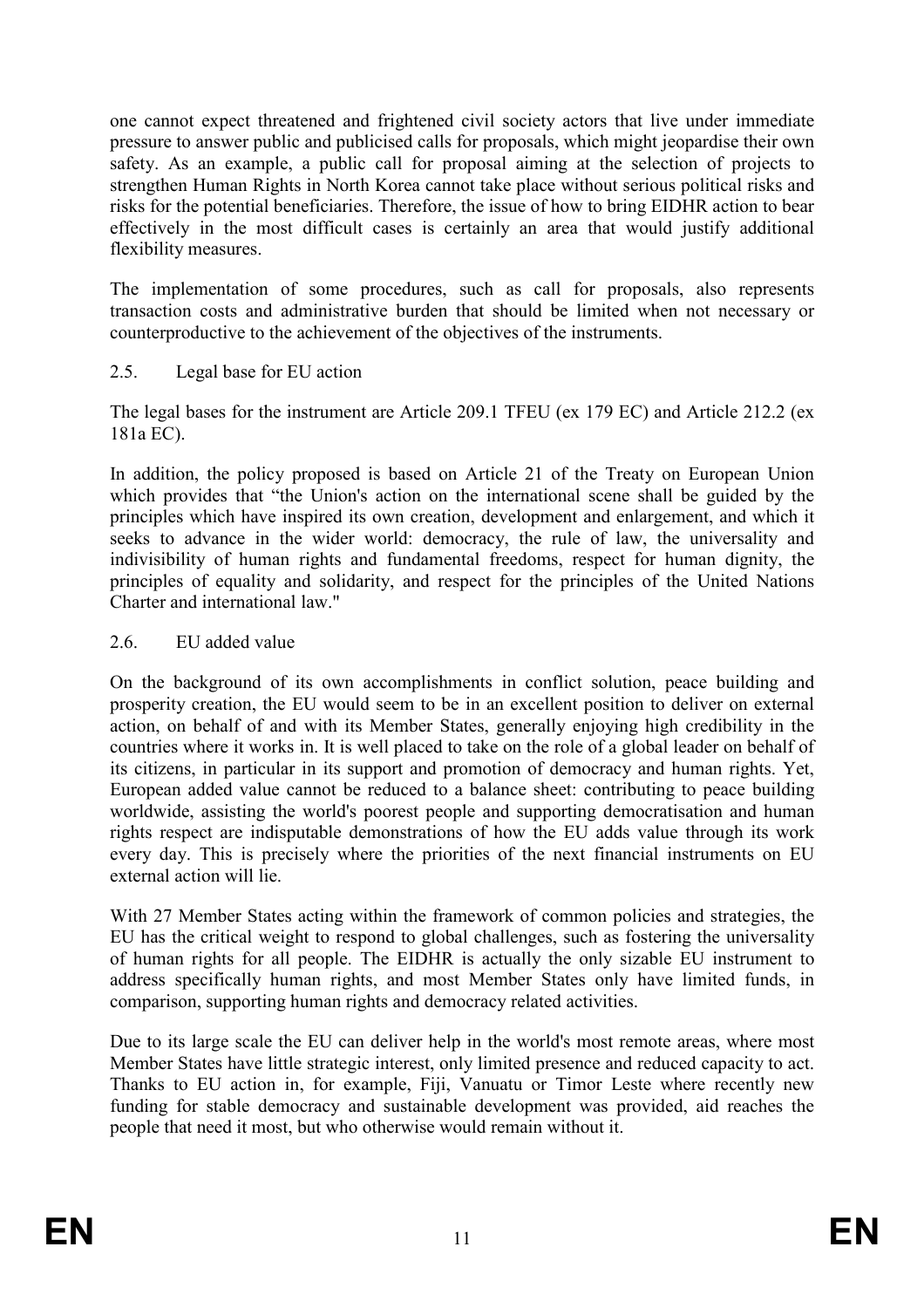one cannot expect threatened and frightened civil society actors that live under immediate pressure to answer public and publicised calls for proposals, which might jeopardise their own safety. As an example, a public call for proposal aiming at the selection of projects to strengthen Human Rights in North Korea cannot take place without serious political risks and risks for the potential beneficiaries. Therefore, the issue of how to bring EIDHR action to bear effectively in the most difficult cases is certainly an area that would justify additional flexibility measures.

The implementation of some procedures, such as call for proposals, also represents transaction costs and administrative burden that should be limited when not necessary or counterproductive to the achievement of the objectives of the instruments.

## 2.5. Legal base for EU action

The legal bases for the instrument are Article 209.1 TFEU (ex 179 EC) and Article 212.2 (ex 181a EC).

In addition, the policy proposed is based on Article 21 of the Treaty on European Union which provides that "the Union's action on the international scene shall be guided by the principles which have inspired its own creation, development and enlargement, and which it seeks to advance in the wider world: democracy, the rule of law, the universality and indivisibility of human rights and fundamental freedoms, respect for human dignity, the principles of equality and solidarity, and respect for the principles of the United Nations Charter and international law."

## 2.6. EU added value

On the background of its own accomplishments in conflict solution, peace building and prosperity creation, the EU would seem to be in an excellent position to deliver on external action, on behalf of and with its Member States, generally enjoying high credibility in the countries where it works in. It is well placed to take on the role of a global leader on behalf of its citizens, in particular in its support and promotion of democracy and human rights. Yet, European added value cannot be reduced to a balance sheet: contributing to peace building worldwide, assisting the world's poorest people and supporting democratisation and human rights respect are indisputable demonstrations of how the EU adds value through its work every day. This is precisely where the priorities of the next financial instruments on EU external action will lie.

With 27 Member States acting within the framework of common policies and strategies, the EU has the critical weight to respond to global challenges, such as fostering the universality of human rights for all people. The EIDHR is actually the only sizable EU instrument to address specifically human rights, and most Member States only have limited funds, in comparison, supporting human rights and democracy related activities.

Due to its large scale the EU can deliver help in the world's most remote areas, where most Member States have little strategic interest, only limited presence and reduced capacity to act. Thanks to EU action in, for example, Fiji, Vanuatu or Timor Leste where recently new funding for stable democracy and sustainable development was provided, aid reaches the people that need it most, but who otherwise would remain without it.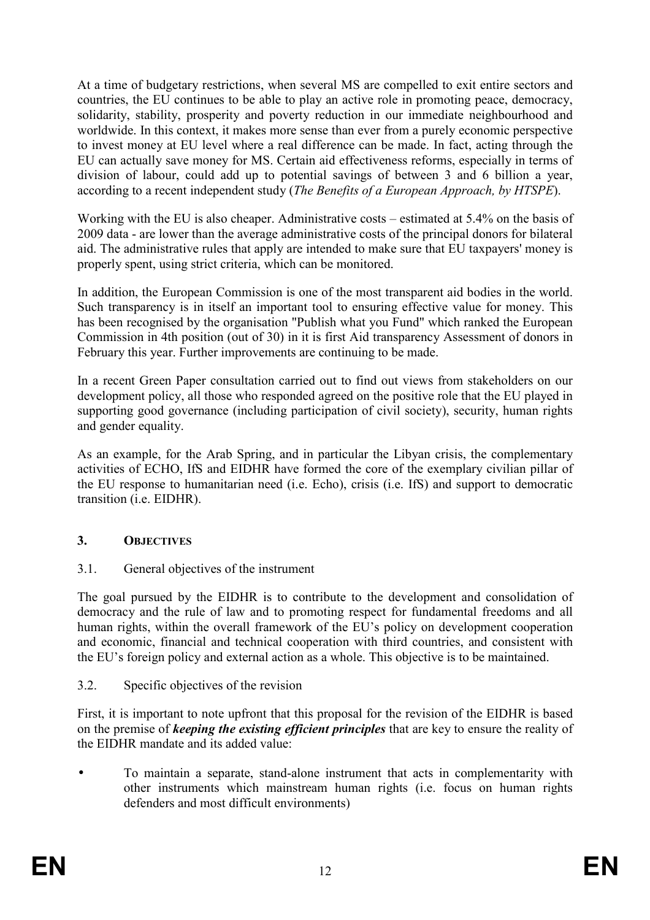At a time of budgetary restrictions, when several MS are compelled to exit entire sectors and countries, the EU continues to be able to play an active role in promoting peace, democracy, solidarity, stability, prosperity and poverty reduction in our immediate neighbourhood and worldwide. In this context, it makes more sense than ever from a purely economic perspective to invest money at EU level where a real difference can be made. In fact, acting through the EU can actually save money for MS. Certain aid effectiveness reforms, especially in terms of division of labour, could add up to potential savings of between 3 and 6 billion a year, according to a recent independent study (*The Benefits of a European Approach, by HTSPE*).

Working with the EU is also cheaper. Administrative costs – estimated at 5.4% on the basis of 2009 data - are lower than the average administrative costs of the principal donors for bilateral aid. The administrative rules that apply are intended to make sure that EU taxpayers' money is properly spent, using strict criteria, which can be monitored.

In addition, the European Commission is one of the most transparent aid bodies in the world. Such transparency is in itself an important tool to ensuring effective value for money. This has been recognised by the organisation "Publish what you Fund" which ranked the European Commission in 4th position (out of 30) in it is first Aid transparency Assessment of donors in February this year. Further improvements are continuing to be made.

In a recent Green Paper consultation carried out to find out views from stakeholders on our development policy, all those who responded agreed on the positive role that the EU played in supporting good governance (including participation of civil society), security, human rights and gender equality.

As an example, for the Arab Spring, and in particular the Libyan crisis, the complementary activities of ECHO, IfS and EIDHR have formed the core of the exemplary civilian pillar of the EU response to humanitarian need (i.e. Echo), crisis (i.e. IfS) and support to democratic transition (i.e. EIDHR).

## 3. OBJECTIVES

### 3.1. General objectives of the instrument

The goal pursued by the EIDHR is to contribute to the development and consolidation of democracy and the rule of law and to promoting respect for fundamental freedoms and all human rights, within the overall framework of the EU's policy on development cooperation and economic, financial and technical cooperation with third countries, and consistent with the EU's foreign policy and external action as a whole. This objective is to be maintained.

### 3.2. Specific objectives of the revision

First, it is important to note upfront that this proposal for the revision of the EIDHR is based on the premise of ***keeping the existing efficient principles*** that are key to ensure the reality of the EIDHR mandate and its added value:

- To maintain a separate, stand-alone instrument that acts in complementarity with other instruments which mainstream human rights (i.e. focus on human rights defenders and most difficult environments)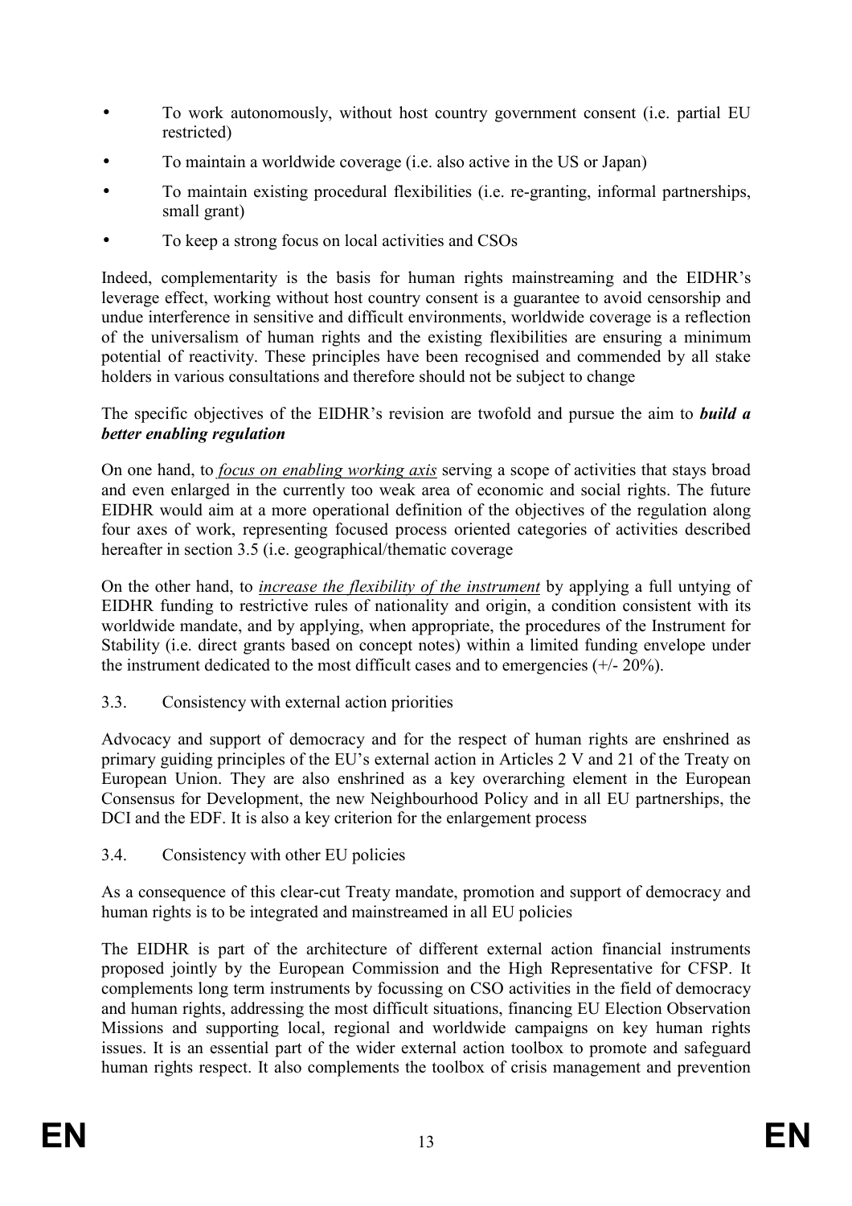- To work autonomously, without host country government consent (i.e. partial EU restricted)
- To maintain a worldwide coverage (i.e. also active in the US or Japan)
- To maintain existing procedural flexibilities (i.e. re-granting, informal partnerships, small grant)
- To keep a strong focus on local activities and CSOs

Indeed, complementarity is the basis for human rights mainstreaming and the EIDHR's leverage effect, working without host country consent is a guarantee to avoid censorship and undue interference in sensitive and difficult environments, worldwide coverage is a reflection of the universalism of human rights and the existing flexibilities are ensuring a minimum potential of reactivity. These principles have been recognised and commended by all stake holders in various consultations and therefore should not be subject to change

The specific objectives of the EIDHR's revision are twofold and pursue the aim to ***build a better enabling regulation***

On one hand, to *focus on enabling working axis* serving a scope of activities that stays broad and even enlarged in the currently too weak area of economic and social rights. The future EIDHR would aim at a more operational definition of the objectives of the regulation along four axes of work, representing focused process oriented categories of activities described hereafter in section 3.5 (i.e. geographical/thematic coverage

On the other hand, to *increase the flexibility of the instrument* by applying a full untying of EIDHR funding to restrictive rules of nationality and origin, a condition consistent with its worldwide mandate, and by applying, when appropriate, the procedures of the Instrument for Stability (i.e. direct grants based on concept notes) within a limited funding envelope under the instrument dedicated to the most difficult cases and to emergencies (+/- 20%).

## 3.3. Consistency with external action priorities

Advocacy and support of democracy and for the respect of human rights are enshrined as primary guiding principles of the EU's external action in Articles 2 V and 21 of the Treaty on European Union. They are also enshrined as a key overarching element in the European Consensus for Development, the new Neighbourhood Policy and in all EU partnerships, the DCI and the EDF. It is also a key criterion for the enlargement process

## 3.4. Consistency with other EU policies

As a consequence of this clear-cut Treaty mandate, promotion and support of democracy and human rights is to be integrated and mainstreamed in all EU policies

The EIDHR is part of the architecture of different external action financial instruments proposed jointly by the European Commission and the High Representative for CFSP. It complements long term instruments by focussing on CSO activities in the field of democracy and human rights, addressing the most difficult situations, financing EU Election Observation Missions and supporting local, regional and worldwide campaigns on key human rights issues. It is an essential part of the wider external action toolbox to promote and safeguard human rights respect. It also complements the toolbox of crisis management and prevention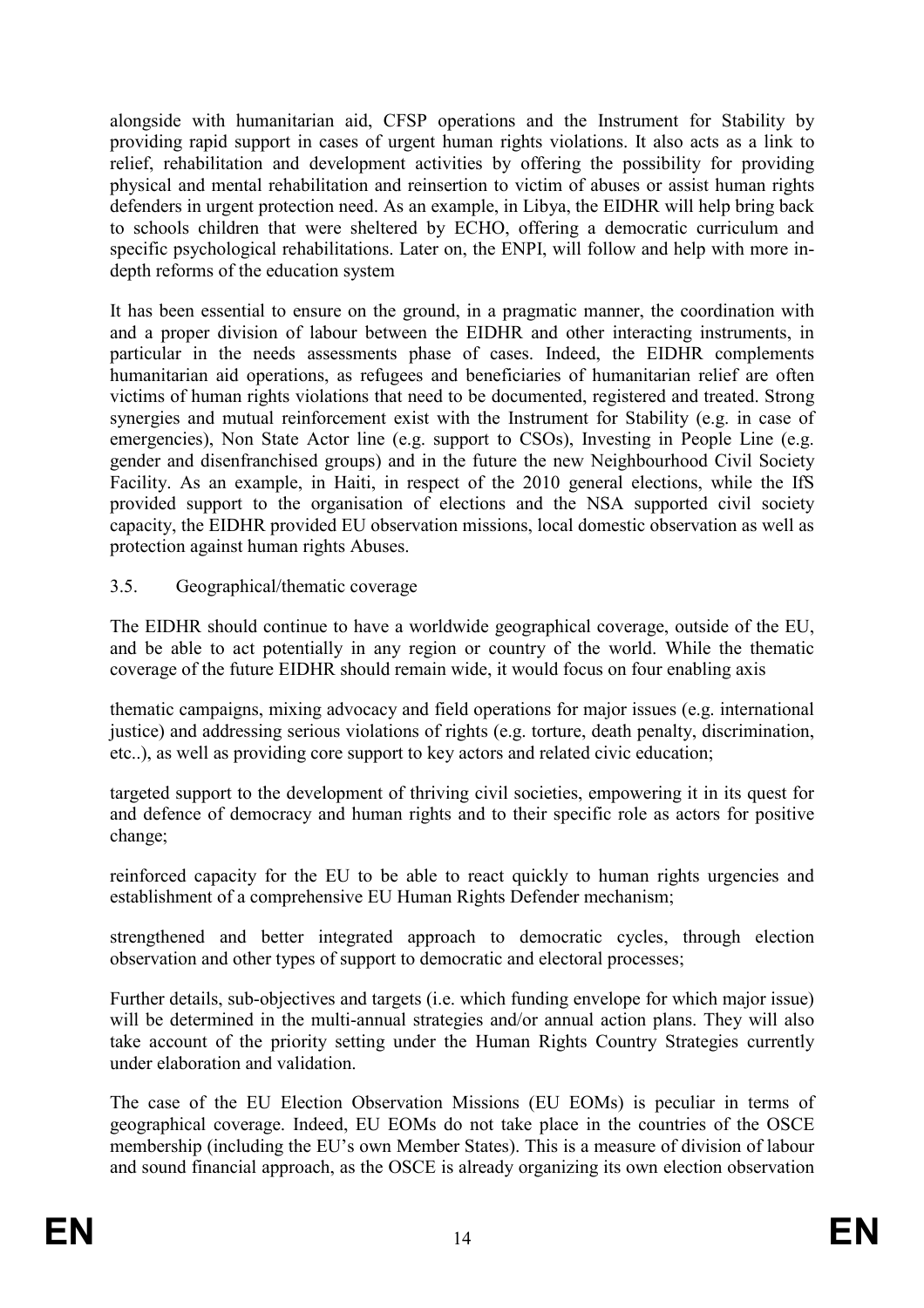alongside with humanitarian aid, CFSP operations and the Instrument for Stability by providing rapid support in cases of urgent human rights violations. It also acts as a link to relief, rehabilitation and development activities by offering the possibility for providing physical and mental rehabilitation and reinsertion to victim of abuses or assist human rights defenders in urgent protection need. As an example, in Libya, the EIDHR will help bring back to schools children that were sheltered by ECHO, offering a democratic curriculum and specific psychological rehabilitations. Later on, the ENPI, will follow and help with more in-depth reforms of the education system

It has been essential to ensure on the ground, in a pragmatic manner, the coordination with and a proper division of labour between the EIDHR and other interacting instruments, in particular in the needs assessments phase of cases. Indeed, the EIDHR complements humanitarian aid operations, as refugees and beneficiaries of humanitarian relief are often victims of human rights violations that need to be documented, registered and treated. Strong synergies and mutual reinforcement exist with the Instrument for Stability (e.g. in case of emergencies), Non State Actor line (e.g. support to CSOs), Investing in People Line (e.g. gender and disenfranchised groups) and in the future the new Neighbourhood Civil Society Facility. As an example, in Haiti, in respect of the 2010 general elections, while the IfS provided support to the organisation of elections and the NSA supported civil society capacity, the EIDHR provided EU observation missions, local domestic observation as well as protection against human rights Abuses.

## 3.5. Geographical/thematic coverage

The EIDHR should continue to have a worldwide geographical coverage, outside of the EU, and be able to act potentially in any region or country of the world. While the thematic coverage of the future EIDHR should remain wide, it would focus on four enabling axis

thematic campaigns, mixing advocacy and field operations for major issues (e.g. international justice) and addressing serious violations of rights (e.g. torture, death penalty, discrimination, etc..), as well as providing core support to key actors and related civic education;

targeted support to the development of thriving civil societies, empowering it in its quest for and defence of democracy and human rights and to their specific role as actors for positive change;

reinforced capacity for the EU to be able to react quickly to human rights urgencies and establishment of a comprehensive EU Human Rights Defender mechanism;

strengthened and better integrated approach to democratic cycles, through election observation and other types of support to democratic and electoral processes;

Further details, sub-objectives and targets (i.e. which funding envelope for which major issue) will be determined in the multi-annual strategies and/or annual action plans. They will also take account of the priority setting under the Human Rights Country Strategies currently under elaboration and validation.

The case of the EU Election Observation Missions (EU EOMs) is peculiar in terms of geographical coverage. Indeed, EU EOMs do not take place in the countries of the OSCE membership (including the EU's own Member States). This is a measure of division of labour and sound financial approach, as the OSCE is already organizing its own election observation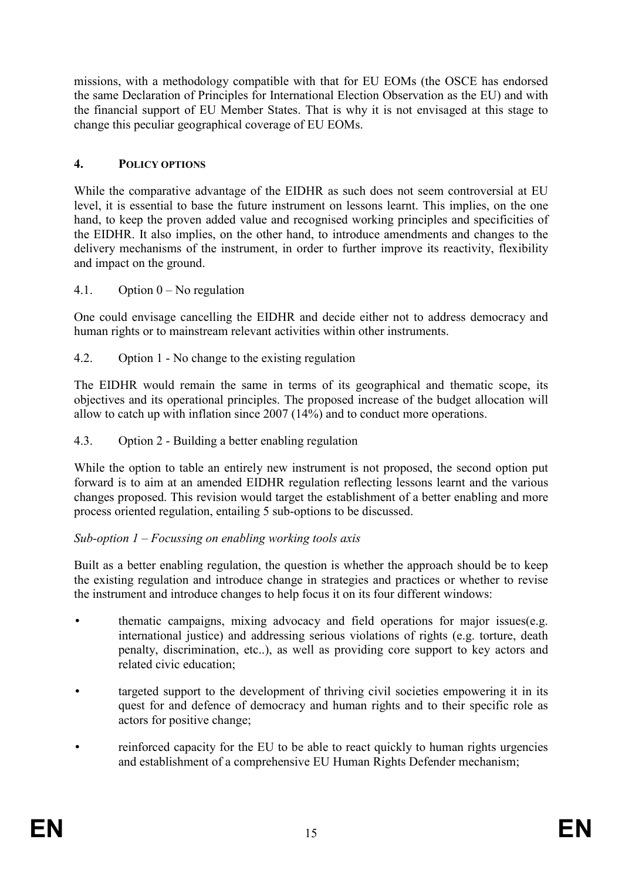missions, with a methodology compatible with that for EU EOMs (the OSCE has endorsed the same Declaration of Principles for International Election Observation as the EU) and with the financial support of EU Member States. That is why it is not envisaged at this stage to change this peculiar geographical coverage of EU EOMs.

## 4. POLICY OPTIONS

While the comparative advantage of the EIDHR as such does not seem controversial at EU level, it is essential to base the future instrument on lessons learnt. This implies, on the one hand, to keep the proven added value and recognised working principles and specificities of the EIDHR. It also implies, on the other hand, to introduce amendments and changes to the delivery mechanisms of the instrument, in order to further improve its reactivity, flexibility and impact on the ground.

### 4.1. Option 0 – No regulation

One could envisage cancelling the EIDHR and decide either not to address democracy and human rights or to mainstream relevant activities within other instruments.

### 4.2. Option 1 - No change to the existing regulation

The EIDHR would remain the same in terms of its geographical and thematic scope, its objectives and its operational principles. The proposed increase of the budget allocation will allow to catch up with inflation since 2007 (14%) and to conduct more operations.

### 4.3. Option 2 - Building a better enabling regulation

While the option to table an entirely new instrument is not proposed, the second option put forward is to aim at an amended EIDHR regulation reflecting lessons learnt and the various changes proposed. This revision would target the establishment of a better enabling and more process oriented regulation, entailing 5 sub-options to be discussed.

*Sub-option 1 – Focussing on enabling working tools axis*

Built as a better enabling regulation, the question is whether the approach should be to keep the existing regulation and introduce change in strategies and practices or whether to revise the instrument and introduce changes to help focus it on its four different windows:

- thematic campaigns, mixing advocacy and field operations for major issues(e.g. international justice) and addressing serious violations of rights (e.g. torture, death penalty, discrimination, etc..), as well as providing core support to key actors and related civic education;
- targeted support to the development of thriving civil societies empowering it in its quest for and defence of democracy and human rights and to their specific role as actors for positive change;
- reinforced capacity for the EU to be able to react quickly to human rights urgencies and establishment of a comprehensive EU Human Rights Defender mechanism;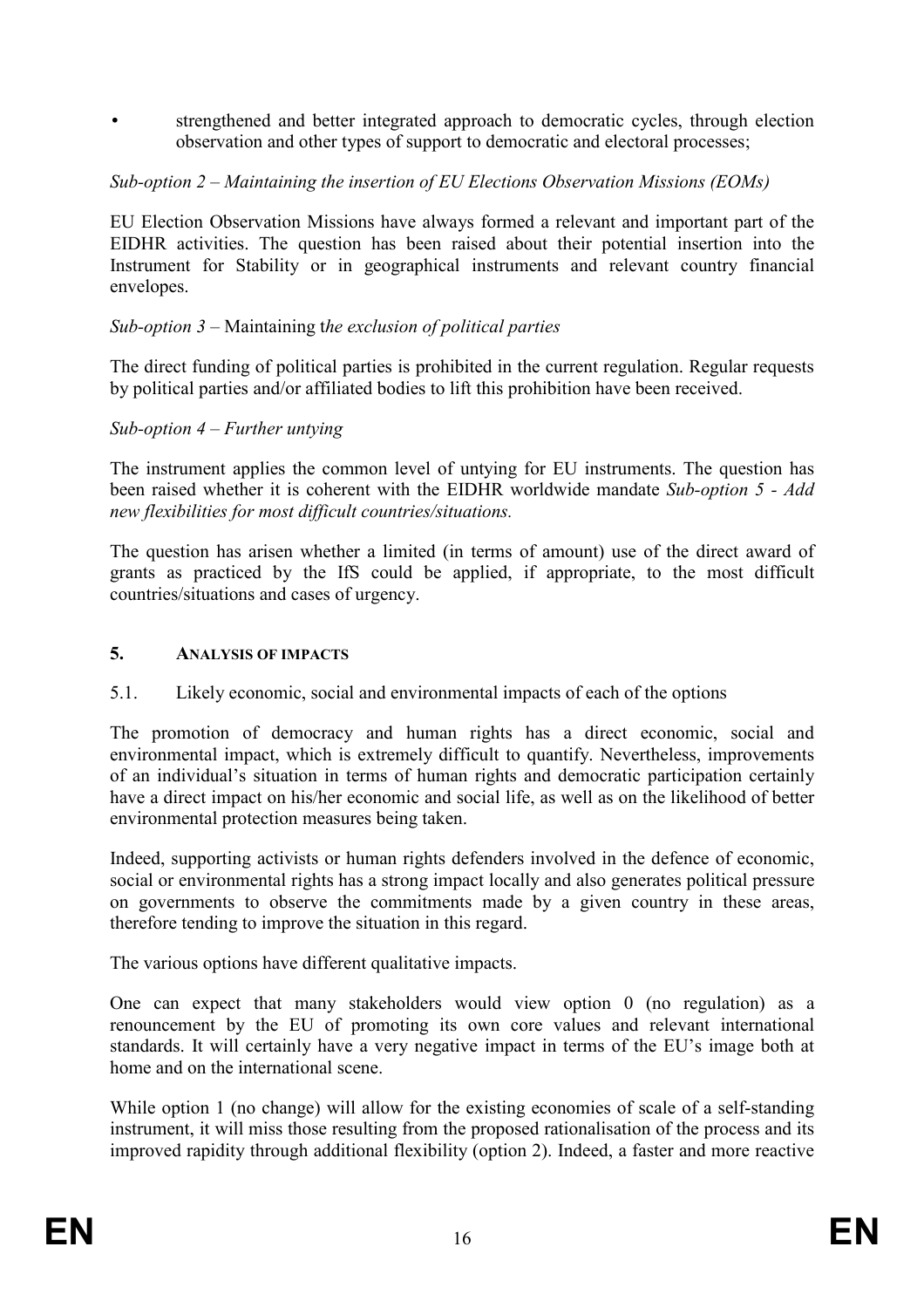- strengthened and better integrated approach to democratic cycles, through election observation and other types of support to democratic and electoral processes;

*Sub-option 2 – Maintaining the insertion of EU Elections Observation Missions (EOMs)*

EU Election Observation Missions have always formed a relevant and important part of the EIDHR activities. The question has been raised about their potential insertion into the Instrument for Stability or in geographical instruments and relevant country financial envelopes.

*Sub-option 3 –* Maintaining t*he exclusion of political parties*

The direct funding of political parties is prohibited in the current regulation. Regular requests by political parties and/or affiliated bodies to lift this prohibition have been received.

*Sub-option 4 – Further untying*

The instrument applies the common level of untying for EU instruments. The question has been raised whether it is coherent with the EIDHR worldwide mandate *Sub-option 5 - Add new flexibilities for most difficult countries/situations.*

The question has arisen whether a limited (in terms of amount) use of the direct award of grants as practiced by the IfS could be applied, if appropriate, to the most difficult countries/situations and cases of urgency.

## 5. ANALYSIS OF IMPACTS

### 5.1. Likely economic, social and environmental impacts of each of the options

The promotion of democracy and human rights has a direct economic, social and environmental impact, which is extremely difficult to quantify. Nevertheless, improvements of an individual's situation in terms of human rights and democratic participation certainly have a direct impact on his/her economic and social life, as well as on the likelihood of better environmental protection measures being taken.

Indeed, supporting activists or human rights defenders involved in the defence of economic, social or environmental rights has a strong impact locally and also generates political pressure on governments to observe the commitments made by a given country in these areas, therefore tending to improve the situation in this regard.

The various options have different qualitative impacts.

One can expect that many stakeholders would view option 0 (no regulation) as a renouncement by the EU of promoting its own core values and relevant international standards. It will certainly have a very negative impact in terms of the EU's image both at home and on the international scene.

While option 1 (no change) will allow for the existing economies of scale of a self-standing instrument, it will miss those resulting from the proposed rationalisation of the process and its improved rapidity through additional flexibility (option 2). Indeed, a faster and more reactive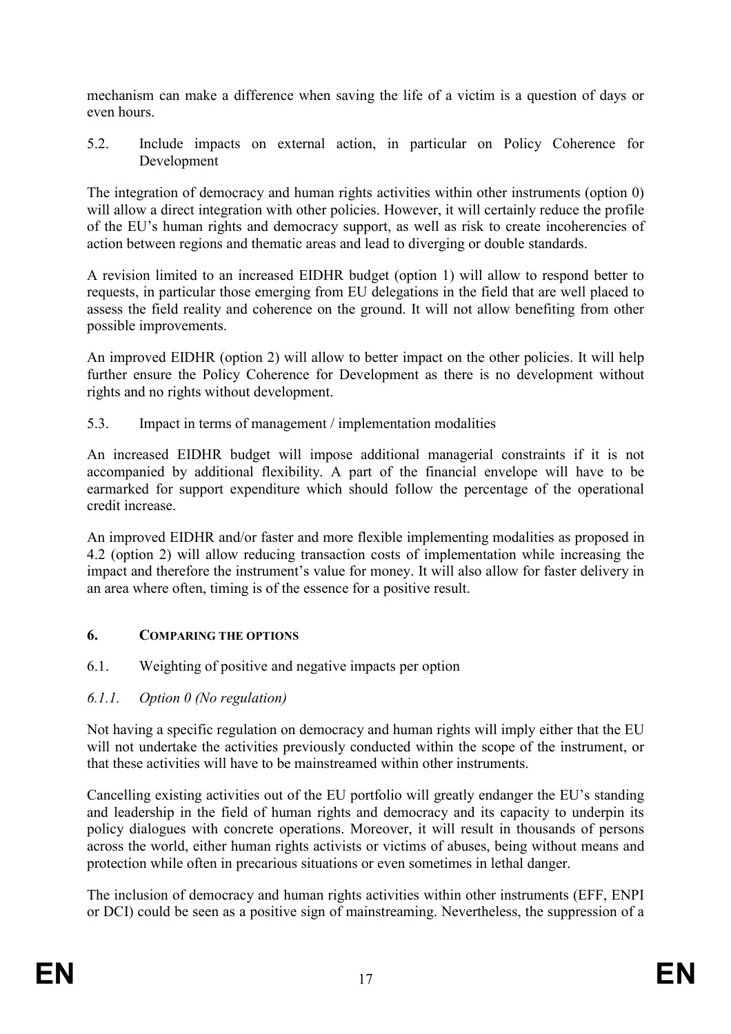mechanism can make a difference when saving the life of a victim is a question of days or even hours.

### 5.2. Include impacts on external action, in particular on Policy Coherence for Development

The integration of democracy and human rights activities within other instruments (option 0) will allow a direct integration with other policies. However, it will certainly reduce the profile of the EU's human rights and democracy support, as well as risk to create incoherencies of action between regions and thematic areas and lead to diverging or double standards.

A revision limited to an increased EIDHR budget (option 1) will allow to respond better to requests, in particular those emerging from EU delegations in the field that are well placed to assess the field reality and coherence on the ground. It will not allow benefiting from other possible improvements.

An improved EIDHR (option 2) will allow to better impact on the other policies. It will help further ensure the Policy Coherence for Development as there is no development without rights and no rights without development.

### 5.3. Impact in terms of management / implementation modalities

An increased EIDHR budget will impose additional managerial constraints if it is not accompanied by additional flexibility. A part of the financial envelope will have to be earmarked for support expenditure which should follow the percentage of the operational credit increase.

An improved EIDHR and/or faster and more flexible implementing modalities as proposed in 4.2 (option 2) will allow reducing transaction costs of implementation while increasing the impact and therefore the instrument's value for money. It will also allow for faster delivery in an area where often, timing is of the essence for a positive result.

## 6. COMPARING THE OPTIONS

### 6.1. Weighting of positive and negative impacts per option

#### *6.1.1. Option 0 (No regulation)*

Not having a specific regulation on democracy and human rights will imply either that the EU will not undertake the activities previously conducted within the scope of the instrument, or that these activities will have to be mainstreamed within other instruments.

Cancelling existing activities out of the EU portfolio will greatly endanger the EU's standing and leadership in the field of human rights and democracy and its capacity to underpin its policy dialogues with concrete operations. Moreover, it will result in thousands of persons across the world, either human rights activists or victims of abuses, being without means and protection while often in precarious situations or even sometimes in lethal danger.

The inclusion of democracy and human rights activities within other instruments (EFF, ENPI or DCI) could be seen as a positive sign of mainstreaming. Nevertheless, the suppression of a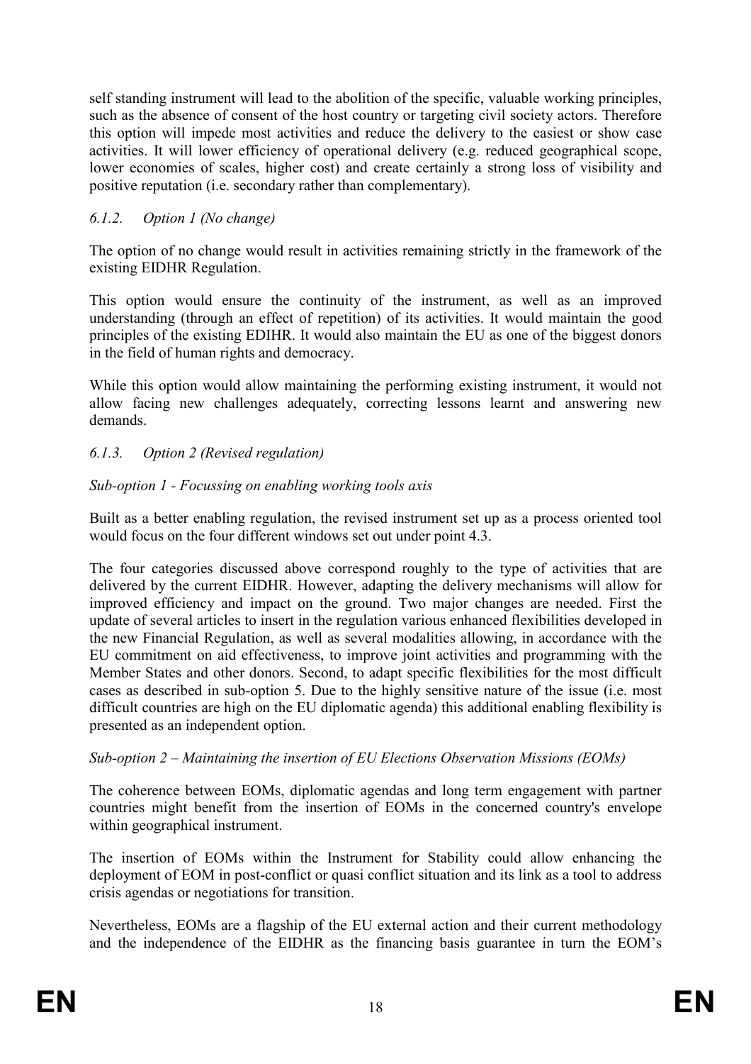self standing instrument will lead to the abolition of the specific, valuable working principles, such as the absence of consent of the host country or targeting civil society actors. Therefore this option will impede most activities and reduce the delivery to the easiest or show case activities. It will lower efficiency of operational delivery (e.g. reduced geographical scope, lower economies of scales, higher cost) and create certainly a strong loss of visibility and positive reputation (i.e. secondary rather than complementary).

#### *6.1.2. Option 1 (No change)*

The option of no change would result in activities remaining strictly in the framework of the existing EIDHR Regulation.

This option would ensure the continuity of the instrument, as well as an improved understanding (through an effect of repetition) of its activities. It would maintain the good principles of the existing EDIHR. It would also maintain the EU as one of the biggest donors in the field of human rights and democracy.

While this option would allow maintaining the performing existing instrument, it would not allow facing new challenges adequately, correcting lessons learnt and answering new demands.

#### *6.1.3. Option 2 (Revised regulation)*

*Sub-option 1 - Focussing on enabling working tools axis*

Built as a better enabling regulation, the revised instrument set up as a process oriented tool would focus on the four different windows set out under point 4.3.

The four categories discussed above correspond roughly to the type of activities that are delivered by the current EIDHR. However, adapting the delivery mechanisms will allow for improved efficiency and impact on the ground. Two major changes are needed. First the update of several articles to insert in the regulation various enhanced flexibilities developed in the new Financial Regulation, as well as several modalities allowing, in accordance with the EU commitment on aid effectiveness, to improve joint activities and programming with the Member States and other donors. Second, to adapt specific flexibilities for the most difficult cases as described in sub-option 5. Due to the highly sensitive nature of the issue (i.e. most difficult countries are high on the EU diplomatic agenda) this additional enabling flexibility is presented as an independent option.

*Sub-option 2 – Maintaining the insertion of EU Elections Observation Missions (EOMs)*

The coherence between EOMs, diplomatic agendas and long term engagement with partner countries might benefit from the insertion of EOMs in the concerned country's envelope within geographical instrument.

The insertion of EOMs within the Instrument for Stability could allow enhancing the deployment of EOM in post-conflict or quasi conflict situation and its link as a tool to address crisis agendas or negotiations for transition.

Nevertheless, EOMs are a flagship of the EU external action and their current methodology and the independence of the EIDHR as the financing basis guarantee in turn the EOM's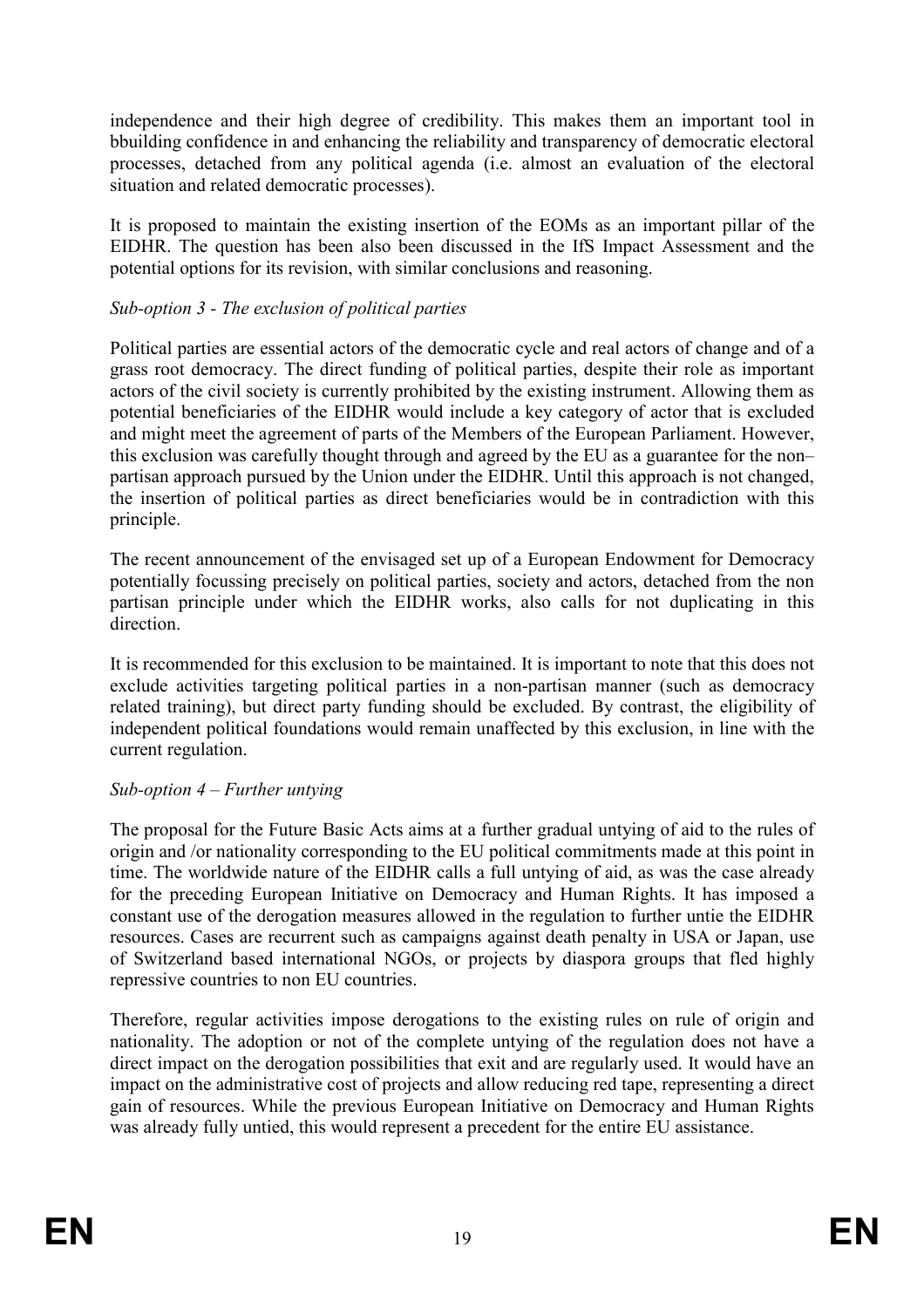independence and their high degree of credibility. This makes them an important tool in bbuilding confidence in and enhancing the reliability and transparency of democratic electoral processes, detached from any political agenda (i.e. almost an evaluation of the electoral situation and related democratic processes).

It is proposed to maintain the existing insertion of the EOMs as an important pillar of the EIDHR. The question has been also been discussed in the IfS Impact Assessment and the potential options for its revision, with similar conclusions and reasoning.

*Sub-option 3 - The exclusion of political parties*

Political parties are essential actors of the democratic cycle and real actors of change and of a grass root democracy. The direct funding of political parties, despite their role as important actors of the civil society is currently prohibited by the existing instrument. Allowing them as potential beneficiaries of the EIDHR would include a key category of actor that is excluded and might meet the agreement of parts of the Members of the European Parliament. However, this exclusion was carefully thought through and agreed by the EU as a guarantee for the non–partisan approach pursued by the Union under the EIDHR. Until this approach is not changed, the insertion of political parties as direct beneficiaries would be in contradiction with this principle.

The recent announcement of the envisaged set up of a European Endowment for Democracy potentially focussing precisely on political parties, society and actors, detached from the non partisan principle under which the EIDHR works, also calls for not duplicating in this direction.

It is recommended for this exclusion to be maintained. It is important to note that this does not exclude activities targeting political parties in a non-partisan manner (such as democracy related training), but direct party funding should be excluded. By contrast, the eligibility of independent political foundations would remain unaffected by this exclusion, in line with the current regulation.

*Sub-option 4 – Further untying*

The proposal for the Future Basic Acts aims at a further gradual untying of aid to the rules of origin and /or nationality corresponding to the EU political commitments made at this point in time. The worldwide nature of the EIDHR calls a full untying of aid, as was the case already for the preceding European Initiative on Democracy and Human Rights. It has imposed a constant use of the derogation measures allowed in the regulation to further untie the EIDHR resources. Cases are recurrent such as campaigns against death penalty in USA or Japan, use of Switzerland based international NGOs, or projects by diaspora groups that fled highly repressive countries to non EU countries.

Therefore, regular activities impose derogations to the existing rules on rule of origin and nationality. The adoption or not of the complete untying of the regulation does not have a direct impact on the derogation possibilities that exit and are regularly used. It would have an impact on the administrative cost of projects and allow reducing red tape, representing a direct gain of resources. While the previous European Initiative on Democracy and Human Rights was already fully untied, this would represent a precedent for the entire EU assistance.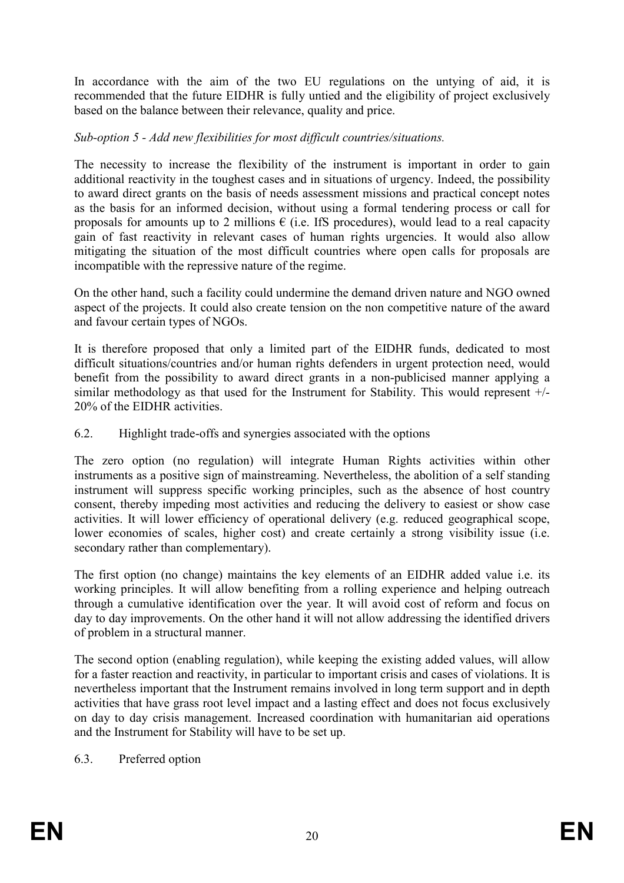In accordance with the aim of the two EU regulations on the untying of aid, it is recommended that the future EIDHR is fully untied and the eligibility of project exclusively based on the balance between their relevance, quality and price.

*Sub-option 5 - Add new flexibilities for most difficult countries/situations.*

The necessity to increase the flexibility of the instrument is important in order to gain additional reactivity in the toughest cases and in situations of urgency. Indeed, the possibility to award direct grants on the basis of needs assessment missions and practical concept notes as the basis for an informed decision, without using a formal tendering process or call for proposals for amounts up to 2 millions € (i.e. IfS procedures), would lead to a real capacity gain of fast reactivity in relevant cases of human rights urgencies. It would also allow mitigating the situation of the most difficult countries where open calls for proposals are incompatible with the repressive nature of the regime.

On the other hand, such a facility could undermine the demand driven nature and NGO owned aspect of the projects. It could also create tension on the non competitive nature of the award and favour certain types of NGOs.

It is therefore proposed that only a limited part of the EIDHR funds, dedicated to most difficult situations/countries and/or human rights defenders in urgent protection need, would benefit from the possibility to award direct grants in a non-publicised manner applying a similar methodology as that used for the Instrument for Stability. This would represent +/- 20% of the EIDHR activities.

## 6.2. Highlight trade-offs and synergies associated with the options

The zero option (no regulation) will integrate Human Rights activities within other instruments as a positive sign of mainstreaming. Nevertheless, the abolition of a self standing instrument will suppress specific working principles, such as the absence of host country consent, thereby impeding most activities and reducing the delivery to easiest or show case activities. It will lower efficiency of operational delivery (e.g. reduced geographical scope, lower economies of scales, higher cost) and create certainly a strong visibility issue (i.e. secondary rather than complementary).

The first option (no change) maintains the key elements of an EIDHR added value i.e. its working principles. It will allow benefiting from a rolling experience and helping outreach through a cumulative identification over the year. It will avoid cost of reform and focus on day to day improvements. On the other hand it will not allow addressing the identified drivers of problem in a structural manner.

The second option (enabling regulation), while keeping the existing added values, will allow for a faster reaction and reactivity, in particular to important crisis and cases of violations. It is nevertheless important that the Instrument remains involved in long term support and in depth activities that have grass root level impact and a lasting effect and does not focus exclusively on day to day crisis management. Increased coordination with humanitarian aid operations and the Instrument for Stability will have to be set up.

## 6.3. Preferred option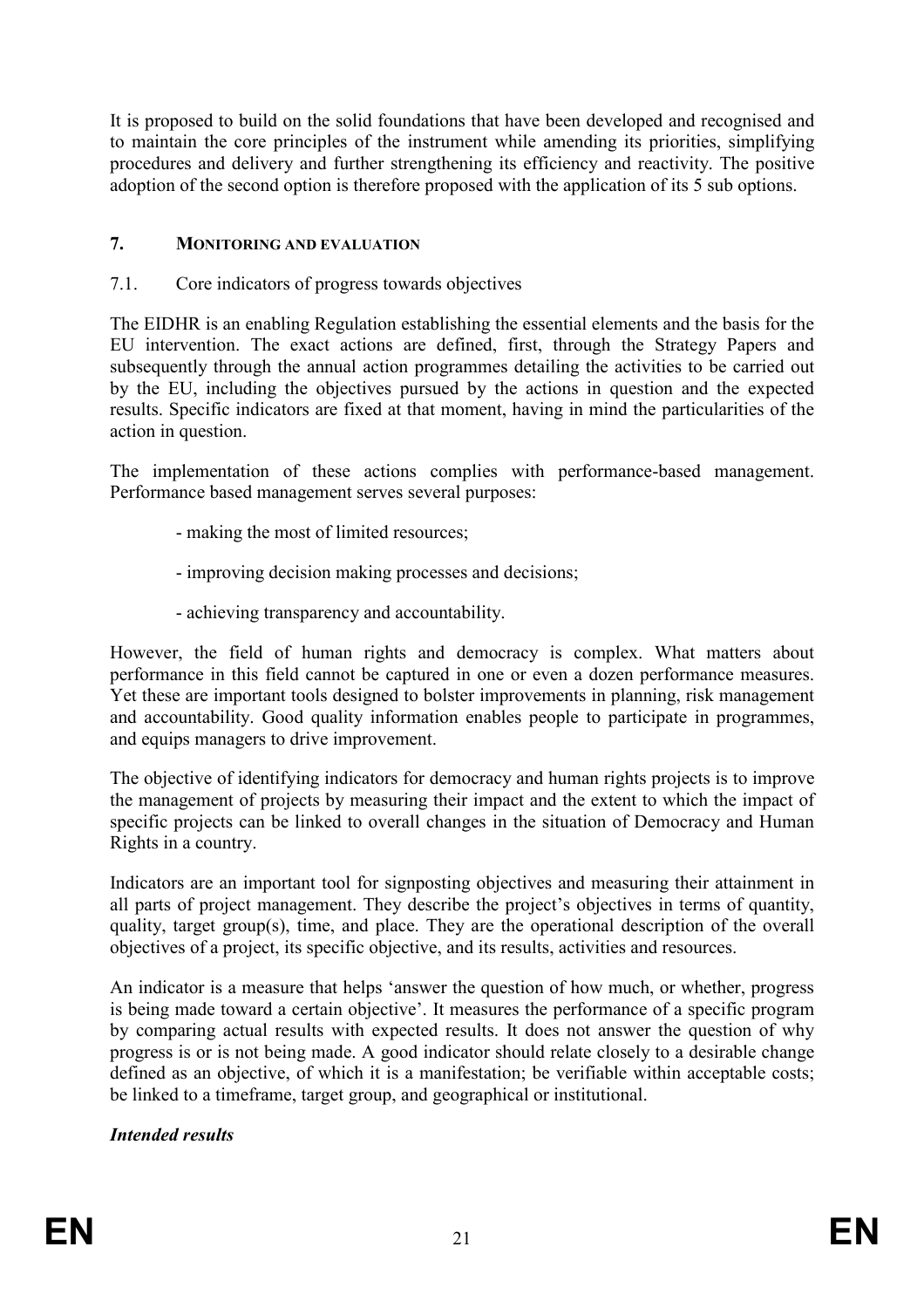It is proposed to build on the solid foundations that have been developed and recognised and to maintain the core principles of the instrument while amending its priorities, simplifying procedures and delivery and further strengthening its efficiency and reactivity. The positive adoption of the second option is therefore proposed with the application of its 5 sub options.

## 7. MONITORING AND EVALUATION

### 7.1. Core indicators of progress towards objectives

The EIDHR is an enabling Regulation establishing the essential elements and the basis for the EU intervention. The exact actions are defined, first, through the Strategy Papers and subsequently through the annual action programmes detailing the activities to be carried out by the EU, including the objectives pursued by the actions in question and the expected results. Specific indicators are fixed at that moment, having in mind the particularities of the action in question.

The implementation of these actions complies with performance-based management. Performance based management serves several purposes:

- making the most of limited resources;
- improving decision making processes and decisions;
- achieving transparency and accountability.

However, the field of human rights and democracy is complex. What matters about performance in this field cannot be captured in one or even a dozen performance measures. Yet these are important tools designed to bolster improvements in planning, risk management and accountability. Good quality information enables people to participate in programmes, and equips managers to drive improvement.

The objective of identifying indicators for democracy and human rights projects is to improve the management of projects by measuring their impact and the extent to which the impact of specific projects can be linked to overall changes in the situation of Democracy and Human Rights in a country.

Indicators are an important tool for signposting objectives and measuring their attainment in all parts of project management. They describe the project's objectives in terms of quantity, quality, target group(s), time, and place. They are the operational description of the overall objectives of a project, its specific objective, and its results, activities and resources.

An indicator is a measure that helps 'answer the question of how much, or whether, progress is being made toward a certain objective'. It measures the performance of a specific program by comparing actual results with expected results. It does not answer the question of why progress is or is not being made. A good indicator should relate closely to a desirable change defined as an objective, of which it is a manifestation; be verifiable within acceptable costs; be linked to a timeframe, target group, and geographical or institutional.

***Intended results***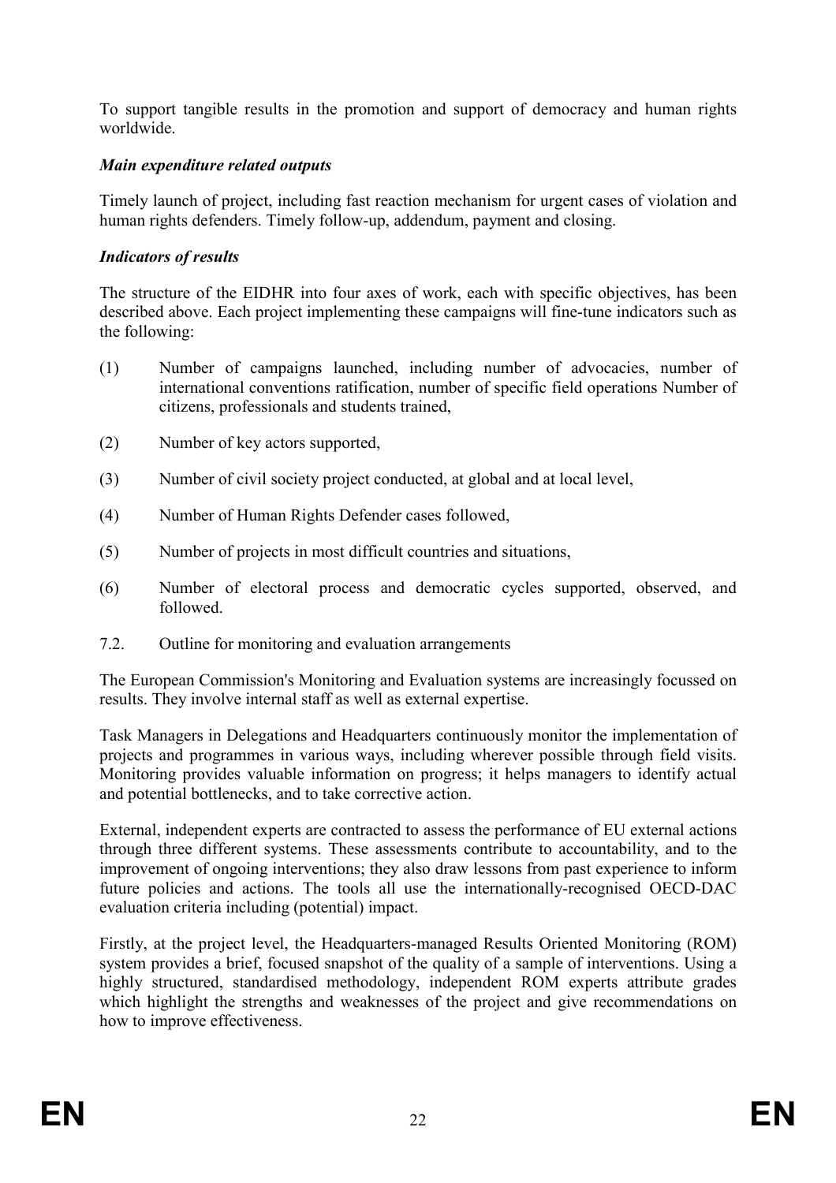To support tangible results in the promotion and support of democracy and human rights worldwide.

***Main expenditure related outputs***

Timely launch of project, including fast reaction mechanism for urgent cases of violation and human rights defenders. Timely follow-up, addendum, payment and closing.

***Indicators of results***

The structure of the EIDHR into four axes of work, each with specific objectives, has been described above. Each project implementing these campaigns will fine-tune indicators such as the following:

(1) Number of campaigns launched, including number of advocacies, number of international conventions ratification, number of specific field operations Number of citizens, professionals and students trained,

(2) Number of key actors supported,

(3) Number of civil society project conducted, at global and at local level,

(4) Number of Human Rights Defender cases followed,

(5) Number of projects in most difficult countries and situations,

(6) Number of electoral process and democratic cycles supported, observed, and followed.

7.2. Outline for monitoring and evaluation arrangements

The European Commission's Monitoring and Evaluation systems are increasingly focussed on results. They involve internal staff as well as external expertise.

Task Managers in Delegations and Headquarters continuously monitor the implementation of projects and programmes in various ways, including wherever possible through field visits. Monitoring provides valuable information on progress; it helps managers to identify actual and potential bottlenecks, and to take corrective action.

External, independent experts are contracted to assess the performance of EU external actions through three different systems. These assessments contribute to accountability, and to the improvement of ongoing interventions; they also draw lessons from past experience to inform future policies and actions. The tools all use the internationally-recognised OECD-DAC evaluation criteria including (potential) impact.

Firstly, at the project level, the Headquarters-managed Results Oriented Monitoring (ROM) system provides a brief, focused snapshot of the quality of a sample of interventions. Using a highly structured, standardised methodology, independent ROM experts attribute grades which highlight the strengths and weaknesses of the project and give recommendations on how to improve effectiveness.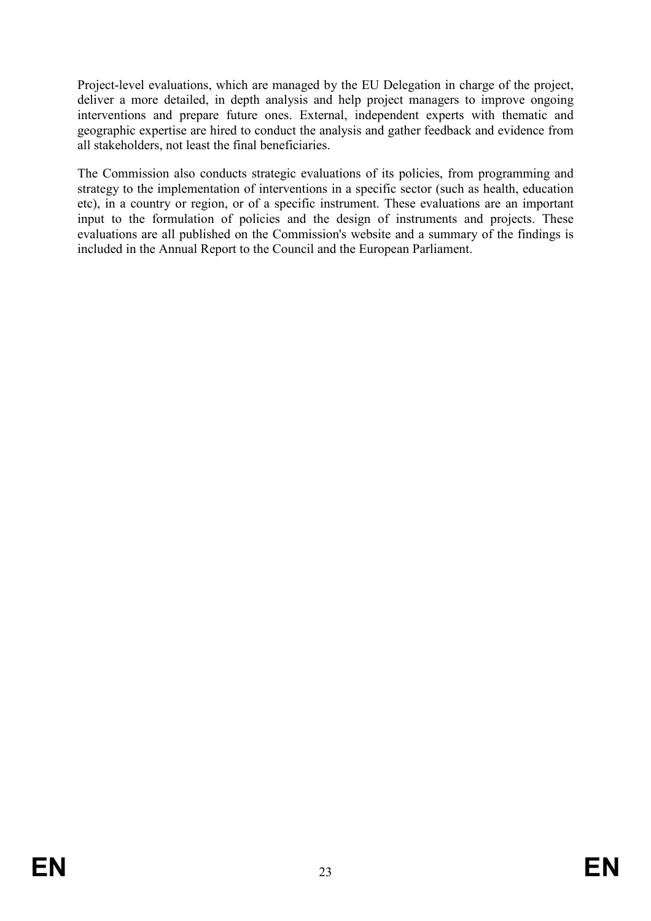Project-level evaluations, which are managed by the EU Delegation in charge of the project, deliver a more detailed, in depth analysis and help project managers to improve ongoing interventions and prepare future ones. External, independent experts with thematic and geographic expertise are hired to conduct the analysis and gather feedback and evidence from all stakeholders, not least the final beneficiaries.

The Commission also conducts strategic evaluations of its policies, from programming and strategy to the implementation of interventions in a specific sector (such as health, education etc), in a country or region, or of a specific instrument. These evaluations are an important input to the formulation of policies and the design of instruments and projects. These evaluations are all published on the Commission's website and a summary of the findings is included in the Annual Report to the Council and the European Parliament.